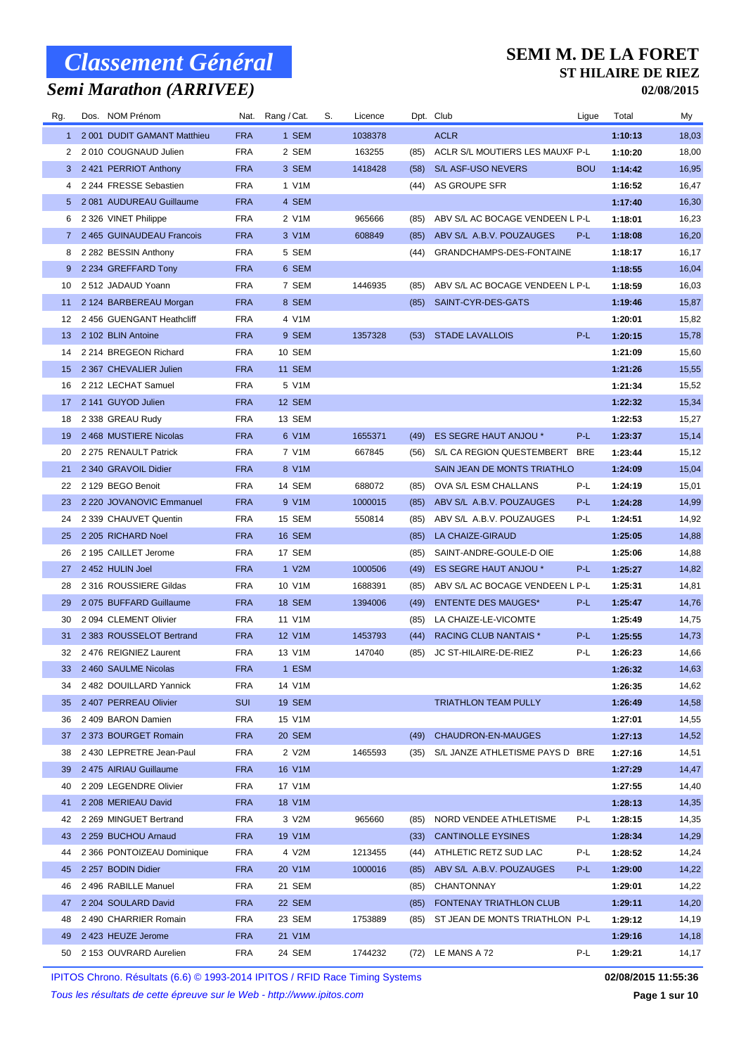# Classement Général

## Semi Marathon (ARRIVEE)

## SEMI M. DE LA FORET
### ST HILAIRE DE RIEZ
### 02/08/2015

| Rg. | Dos. | NOM Prénom | Nat. | Rang / Cat. | S. | Licence | Dpt. | Club | Ligue | Total | My |
|---|---|---|---|---|---|---|---|---|---|---|---|
| 1 | 2 001 | DUDIT GAMANT Matthieu | FRA | 1 SEM | | 1038378 | | ACLR | | **1:10:13** | 18,03 |
| 2 | 2 010 | COUGNAUD Julien | FRA | 2 SEM | | 163255 | (85) | ACLR S/L MOUTIERS LES MAUXF | P-L | **1:10:20** | 18,00 |
| 3 | 2 421 | PERRIOT Anthony | FRA | 3 SEM | | 1418428 | (58) | S/L ASF-USO NEVERS | BOU | **1:14:42** | 16,95 |
| 4 | 2 244 | FRESSE Sebastien | FRA | 1 V1M | | | (44) | AS GROUPE SFR | | **1:16:52** | 16,47 |
| 5 | 2 081 | AUDUREAU Guillaume | FRA | 4 SEM | | | | | | **1:17:40** | 16,30 |
| 6 | 2 326 | VINET Philippe | FRA | 2 V1M | | 965666 | (85) | ABV S/L AC BOCAGE VENDEEN L | P-L | **1:18:01** | 16,23 |
| 7 | 2 465 | GUINAUDEAU Francois | FRA | 3 V1M | | 608849 | (85) | ABV S/L A.B.V. POUZAUGES | P-L | **1:18:08** | 16,20 |
| 8 | 2 282 | BESSIN Anthony | FRA | 5 SEM | | | (44) | GRANDCHAMPS-DES-FONTAINE | | **1:18:17** | 16,17 |
| 9 | 2 234 | GREFFARD Tony | FRA | 6 SEM | | | | | | **1:18:55** | 16,04 |
| 10 | 2 512 | JADAUD Yoann | FRA | 7 SEM | | 1446935 | (85) | ABV S/L AC BOCAGE VENDEEN L | P-L | **1:18:59** | 16,03 |
| 11 | 2 124 | BARBEREAU Morgan | FRA | 8 SEM | | | (85) | SAINT-CYR-DES-GATS | | **1:19:46** | 15,87 |
| 12 | 2 456 | GUENGANT Heathcliff | FRA | 4 V1M | | | | | | **1:20:01** | 15,82 |
| 13 | 2 102 | BLIN Antoine | FRA | 9 SEM | | 1357328 | (53) | STADE LAVALLOIS | P-L | **1:20:15** | 15,78 |
| 14 | 2 214 | BREGEON Richard | FRA | 10 SEM | | | | | | **1:21:09** | 15,60 |
| 15 | 2 367 | CHEVALIER Julien | FRA | 11 SEM | | | | | | **1:21:26** | 15,55 |
| 16 | 2 212 | LECHAT Samuel | FRA | 5 V1M | | | | | | **1:21:34** | 15,52 |
| 17 | 2 141 | GUYOD Julien | FRA | 12 SEM | | | | | | **1:22:32** | 15,34 |
| 18 | 2 338 | GREAU Rudy | FRA | 13 SEM | | | | | | **1:22:53** | 15,27 |
| 19 | 2 468 | MUSTIERE Nicolas | FRA | 6 V1M | | 1655371 | (49) | ES SEGRE HAUT ANJOU * | P-L | **1:23:37** | 15,14 |
| 20 | 2 275 | RENAULT Patrick | FRA | 7 V1M | | 667845 | (56) | S/L CA REGION QUESTEMBERT | BRE | **1:23:44** | 15,12 |
| 21 | 2 340 | GRAVOIL Didier | FRA | 8 V1M | | | | SAIN JEAN DE MONTS TRIATHLO | | **1:24:09** | 15,04 |
| 22 | 2 129 | BEGO Benoit | FRA | 14 SEM | | 688072 | (85) | OVA S/L ESM CHALLANS | P-L | **1:24:19** | 15,01 |
| 23 | 2 220 | JOVANOVIC Emmanuel | FRA | 9 V1M | | 1000015 | (85) | ABV S/L A.B.V. POUZAUGES | P-L | **1:24:28** | 14,99 |
| 24 | 2 339 | CHAUVET Quentin | FRA | 15 SEM | | 550814 | (85) | ABV S/L A.B.V. POUZAUGES | P-L | **1:24:51** | 14,92 |
| 25 | 2 205 | RICHARD Noel | FRA | 16 SEM | | | (85) | LA CHAIZE-GIRAUD | | **1:25:05** | 14,88 |
| 26 | 2 195 | CAILLET Jerome | FRA | 17 SEM | | | (85) | SAINT-ANDRE-GOULE-D OIE | | **1:25:06** | 14,88 |
| 27 | 2 452 | HULIN Joel | FRA | 1 V2M | | 1000506 | (49) | ES SEGRE HAUT ANJOU * | P-L | **1:25:27** | 14,82 |
| 28 | 2 316 | ROUSSIERE Gildas | FRA | 10 V1M | | 1688391 | (85) | ABV S/L AC BOCAGE VENDEEN L | P-L | **1:25:31** | 14,81 |
| 29 | 2 075 | BUFFARD Guillaume | FRA | 18 SEM | | 1394006 | (49) | ENTENTE DES MAUGES* | P-L | **1:25:47** | 14,76 |
| 30 | 2 094 | CLEMENT Olivier | FRA | 11 V1M | | | (85) | LA CHAIZE-LE-VICOMTE | | **1:25:49** | 14,75 |
| 31 | 2 383 | ROUSSELOT Bertrand | FRA | 12 V1M | | 1453793 | (44) | RACING CLUB NANTAIS * | P-L | **1:25:55** | 14,73 |
| 32 | 2 476 | REIGNIEZ Laurent | FRA | 13 V1M | | 147040 | (85) | JC ST-HILAIRE-DE-RIEZ | P-L | **1:26:23** | 14,66 |
| 33 | 2 460 | SAULME Nicolas | FRA | 1 ESM | | | | | | **1:26:32** | 14,63 |
| 34 | 2 482 | DOUILLARD Yannick | FRA | 14 V1M | | | | | | **1:26:35** | 14,62 |
| 35 | 2 407 | PERREAU Olivier | SUI | 19 SEM | | | | TRIATHLON TEAM PULLY | | **1:26:49** | 14,58 |
| 36 | 2 409 | BARON Damien | FRA | 15 V1M | | | | | | **1:27:01** | 14,55 |
| 37 | 2 373 | BOURGET Romain | FRA | 20 SEM | | | (49) | CHAUDRON-EN-MAUGES | | **1:27:13** | 14,52 |
| 38 | 2 430 | LEPRETRE Jean-Paul | FRA | 2 V2M | | 1465593 | (35) | S/L JANZE ATHLETISME PAYS D | BRE | **1:27:16** | 14,51 |
| 39 | 2 475 | AIRIAU Guillaume | FRA | 16 V1M | | | | | | **1:27:29** | 14,47 |
| 40 | 2 209 | LEGENDRE Olivier | FRA | 17 V1M | | | | | | **1:27:55** | 14,40 |
| 41 | 2 208 | MERIEAU David | FRA | 18 V1M | | | | | | **1:28:13** | 14,35 |
| 42 | 2 269 | MINGUET Bertrand | FRA | 3 V2M | | 965660 | (85) | NORD VENDEE ATHLETISME | P-L | **1:28:15** | 14,35 |
| 43 | 2 259 | BUCHOU Arnaud | FRA | 19 V1M | | | (33) | CANTINOLLE EYSINES | | **1:28:34** | 14,29 |
| 44 | 2 366 | PONTOIZEAU Dominique | FRA | 4 V2M | | 1213455 | (44) | ATHLETIC RETZ SUD LAC | P-L | **1:28:52** | 14,24 |
| 45 | 2 257 | BODIN Didier | FRA | 20 V1M | | 1000016 | (85) | ABV S/L A.B.V. POUZAUGES | P-L | **1:29:00** | 14,22 |
| 46 | 2 496 | RABILLE Manuel | FRA | 21 SEM | | | (85) | CHANTONNAY | | **1:29:01** | 14,22 |
| 47 | 2 204 | SOULARD David | FRA | 22 SEM | | | (85) | FONTENAY TRIATHLON CLUB | | **1:29:11** | 14,20 |
| 48 | 2 490 | CHARRIER Romain | FRA | 23 SEM | | 1753889 | (85) | ST JEAN DE MONTS TRIATHLON | P-L | **1:29:12** | 14,19 |
| 49 | 2 423 | HEUZE Jerome | FRA | 21 V1M | | | | | | **1:29:16** | 14,18 |
| 50 | 2 153 | OUVRARD Aurelien | FRA | 24 SEM | | 1744232 | (72) | LE MANS A 72 | P-L | **1:29:21** | 14,17 |

IPITOS Chrono. Résultats (6.6) © 1993-2014 IPITOS / RFID Race Timing Systems — **02/08/2015 11:55:36**

*Tous les résultats de cette épreuve sur le Web - http://www.ipitos.com*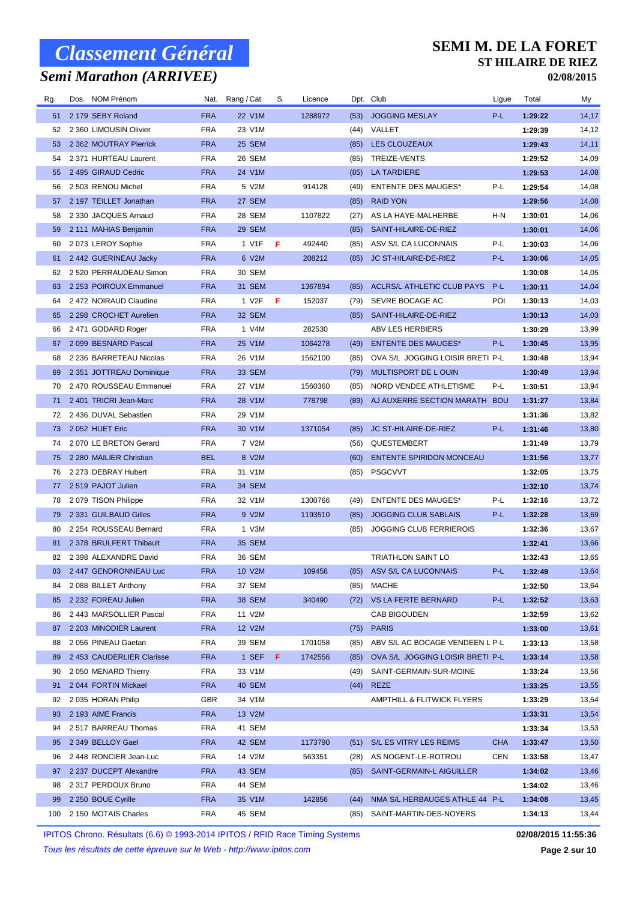# Classement Général

## Semi Marathon (ARRIVEE)

**SEMI M. DE LA FORET**
**ST HILAIRE DE RIEZ**
**02/08/2015**

| Rg. | Dos. | NOM Prénom | Nat. | Rang / Cat. | S. | Licence | Dpt. | Club | Ligue | Total | My |
|---|---|---|---|---|---|---|---|---|---|---|---|
| 51 | 2 179 | SEBY Roland | FRA | 22 V1M | | 1288972 | (53) | JOGGING MESLAY | P-L | 1:29:22 | 14,17 |
| 52 | 2 360 | LIMOUSIN Olivier | FRA | 23 V1M | | | (44) | VALLET | | 1:29:39 | 14,12 |
| 53 | 2 362 | MOUTRAY Pierrick | FRA | 25 SEM | | | (85) | LES CLOUZEAUX | | 1:29:43 | 14,11 |
| 54 | 2 371 | HURTEAU Laurent | FRA | 26 SEM | | | (85) | TREIZE-VENTS | | 1:29:52 | 14,09 |
| 55 | 2 495 | GIRAUD Cedric | FRA | 24 V1M | | | (85) | LA TARDIERE | | 1:29:53 | 14,08 |
| 56 | 2 503 | RENOU Michel | FRA | 5 V2M | | 914128 | (49) | ENTENTE DES MAUGES* | P-L | 1:29:54 | 14,08 |
| 57 | 2 197 | TEILLET Jonathan | FRA | 27 SEM | | | (85) | RAID YON | | 1:29:56 | 14,08 |
| 58 | 2 330 | JACQUES Arnaud | FRA | 28 SEM | | 1107822 | (27) | AS LA HAYE-MALHERBE | H-N | 1:30:01 | 14,06 |
| 59 | 2 111 | MAHIAS Benjamin | FRA | 29 SEM | | | (85) | SAINT-HILAIRE-DE-RIEZ | | 1:30:01 | 14,06 |
| 60 | 2 073 | LEROY Sophie | FRA | 1 V1F | F | 492440 | (85) | ASV S/L CA LUCONNAIS | P-L | 1:30:03 | 14,06 |
| 61 | 2 442 | GUERINEAU Jacky | FRA | 6 V2M | | 208212 | (85) | JC ST-HILAIRE-DE-RIEZ | P-L | 1:30:06 | 14,05 |
| 62 | 2 520 | PERRAUDEAU Simon | FRA | 30 SEM | | | | | | 1:30:08 | 14,05 |
| 63 | 2 253 | POIROUX Emmanuel | FRA | 31 SEM | | 1367894 | (85) | ACLRS/L ATHLETIC CLUB PAYS | P-L | 1:30:11 | 14,04 |
| 64 | 2 472 | NOIRAUD Claudine | FRA | 1 V2F | F | 152037 | (79) | SEVRE BOCAGE AC | POI | 1:30:13 | 14,03 |
| 65 | 2 298 | CROCHET Aurelien | FRA | 32 SEM | | | (85) | SAINT-HILAIRE-DE-RIEZ | | 1:30:13 | 14,03 |
| 66 | 2 471 | GODARD Roger | FRA | 1 V4M | | 282530 | | ABV LES HERBIERS | | 1:30:29 | 13,99 |
| 67 | 2 099 | BESNARD Pascal | FRA | 25 V1M | | 1064278 | (49) | ENTENTE DES MAUGES* | P-L | 1:30:45 | 13,95 |
| 68 | 2 236 | BARRETEAU Nicolas | FRA | 26 V1M | | 1562100 | (85) | OVA S/L JOGGING LOISIR BRETI | P-L | 1:30:48 | 13,94 |
| 69 | 2 351 | JOTTREAU Dominique | FRA | 33 SEM | | | (79) | MULTISPORT DE L OUIN | | 1:30:49 | 13,94 |
| 70 | 2 470 | ROUSSEAU Emmanuel | FRA | 27 V1M | | 1560360 | (85) | NORD VENDEE ATHLETISME | P-L | 1:30:51 | 13,94 |
| 71 | 2 401 | TRICRI Jean-Marc | FRA | 28 V1M | | 778798 | (89) | AJ AUXERRE SECTION MARATH | BOU | 1:31:27 | 13,84 |
| 72 | 2 436 | DUVAL Sebastien | FRA | 29 V1M | | | | | | 1:31:36 | 13,82 |
| 73 | 2 052 | HUET Eric | FRA | 30 V1M | | 1371054 | (85) | JC ST-HILAIRE-DE-RIEZ | P-L | 1:31:46 | 13,80 |
| 74 | 2 070 | LE BRETON Gerard | FRA | 7 V2M | | | (56) | QUESTEMBERT | | 1:31:49 | 13,79 |
| 75 | 2 280 | MAILIER Christian | BEL | 8 V2M | | | (60) | ENTENTE SPIRIDON MONCEAU | | 1:31:56 | 13,77 |
| 76 | 2 273 | DEBRAY Hubert | FRA | 31 V1M | | | (85) | PSGCVVT | | 1:32:05 | 13,75 |
| 77 | 2 519 | PAJOT Julien | FRA | 34 SEM | | | | | | 1:32:10 | 13,74 |
| 78 | 2 079 | TISON Philippe | FRA | 32 V1M | | 1300766 | (49) | ENTENTE DES MAUGES* | P-L | 1:32:16 | 13,72 |
| 79 | 2 331 | GUILBAUD Gilles | FRA | 9 V2M | | 1193510 | (85) | JOGGING CLUB SABLAIS | P-L | 1:32:28 | 13,69 |
| 80 | 2 254 | ROUSSEAU Bernard | FRA | 1 V3M | | | (85) | JOGGING CLUB FERRIEROIS | | 1:32:36 | 13,67 |
| 81 | 2 378 | BRULFERT Thibault | FRA | 35 SEM | | | | | | 1:32:41 | 13,66 |
| 82 | 2 398 | ALEXANDRE David | FRA | 36 SEM | | | | TRIATHLON SAINT LO | | 1:32:43 | 13,65 |
| 83 | 2 447 | GENDRONNEAU Luc | FRA | 10 V2M | | 109458 | (85) | ASV S/L CA LUCONNAIS | P-L | 1:32:49 | 13,64 |
| 84 | 2 088 | BILLET Anthony | FRA | 37 SEM | | | (85) | MACHE | | 1:32:50 | 13,64 |
| 85 | 2 232 | FOREAU Julien | FRA | 38 SEM | | 340490 | (72) | VS LA FERTE BERNARD | P-L | 1:32:52 | 13,63 |
| 86 | 2 443 | MARSOLLIER Pascal | FRA | 11 V2M | | | | CAB BIGOUDEN | | 1:32:59 | 13,62 |
| 87 | 2 203 | MINODIER Laurent | FRA | 12 V2M | | | (75) | PARIS | | 1:33:00 | 13,61 |
| 88 | 2 056 | PINEAU Gaetan | FRA | 39 SEM | | 1701058 | (85) | ABV S/L AC BOCAGE VENDEEN L | P-L | 1:33:13 | 13,58 |
| 89 | 2 453 | CAUDERLIER Clarisse | FRA | 1 SEF | F | 1742556 | (85) | OVA S/L JOGGING LOISIR BRETI | P-L | 1:33:14 | 13,58 |
| 90 | 2 050 | MENARD Thierry | FRA | 33 V1M | | | (49) | SAINT-GERMAIN-SUR-MOINE | | 1:33:24 | 13,56 |
| 91 | 2 044 | FORTIN Mickael | FRA | 40 SEM | | | (44) | REZE | | 1:33:25 | 13,55 |
| 92 | 2 035 | HORAN Philip | GBR | 34 V1M | | | | AMPTHILL & FLITWICK FLYERS | | 1:33:29 | 13,54 |
| 93 | 2 193 | AIME Francis | FRA | 13 V2M | | | | | | 1:33:31 | 13,54 |
| 94 | 2 517 | BARREAU Thomas | FRA | 41 SEM | | | | | | 1:33:34 | 13,53 |
| 95 | 2 349 | BELLOY Gael | FRA | 42 SEM | | 1173790 | (51) | S/L ES VITRY LES REIMS | CHA | 1:33:47 | 13,50 |
| 96 | 2 448 | RONCIER Jean-Luc | FRA | 14 V2M | | 563351 | (28) | AS NOGENT-LE-ROTROU | CEN | 1:33:58 | 13,47 |
| 97 | 2 237 | DUCEPT Alexandre | FRA | 43 SEM | | | (85) | SAINT-GERMAIN-L AIGUILLER | | 1:34:02 | 13,46 |
| 98 | 2 317 | PERDOUX Bruno | FRA | 44 SEM | | | | | | 1:34:02 | 13,46 |
| 99 | 2 250 | BOUE Cyrille | FRA | 35 V1M | | 142856 | (44) | NMA S/L HERBAUGES ATHLE 44 | P-L | 1:34:08 | 13,45 |
| 100 | 2 150 | MOTAIS Charles | FRA | 45 SEM | | | (85) | SAINT-MARTIN-DES-NOYERS | | 1:34:13 | 13,44 |

IPITOS Chrono. Résultats (6.6) © 1993-2014 IPITOS / RFID Race Timing Systems — 02/08/2015 11:55:36

*Tous les résultats de cette épreuve sur le Web - http://www.ipitos.com*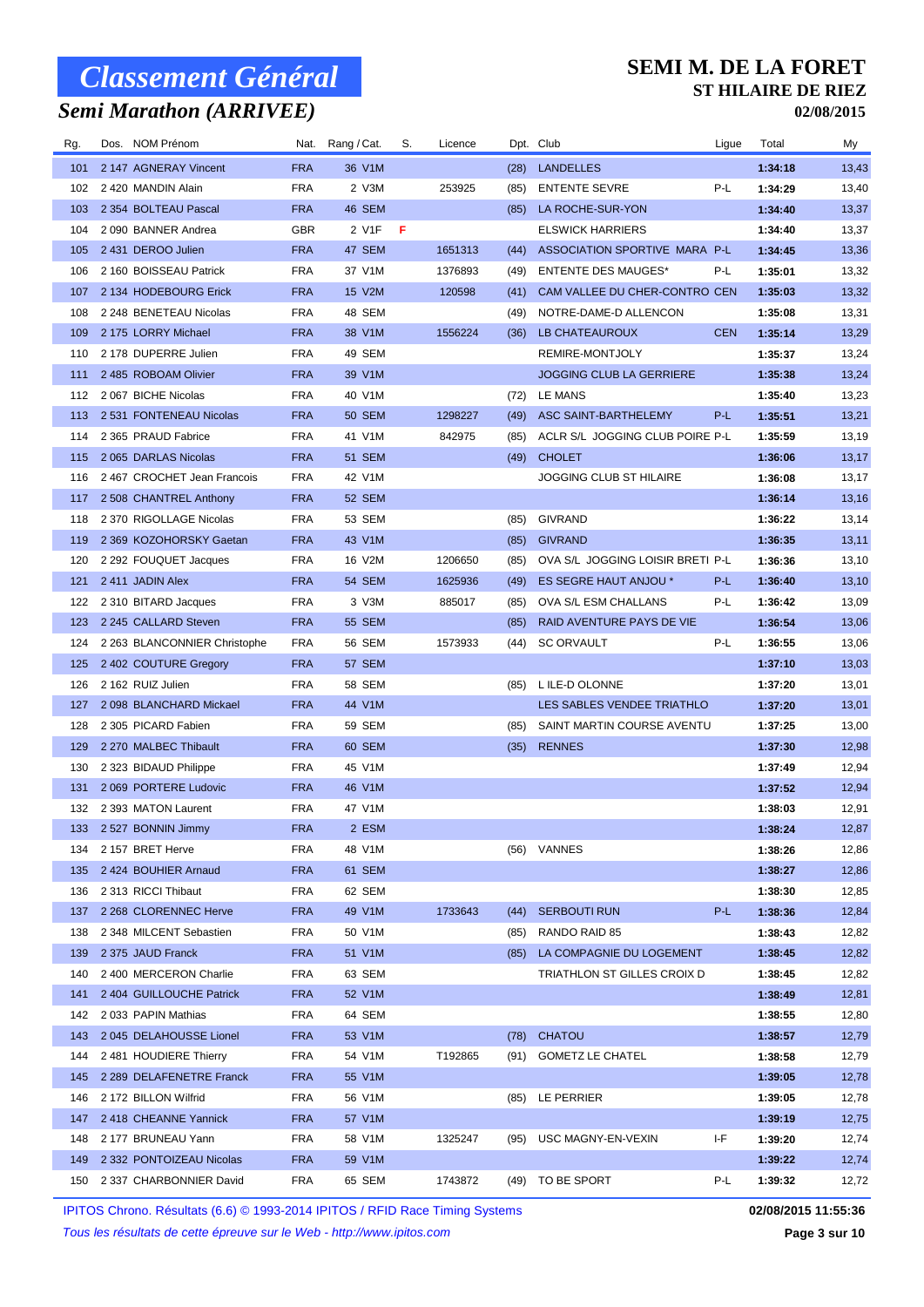# Classement Général

## Semi Marathon (ARRIVEE)

## SEMI M. DE LA FORET
### ST HILAIRE DE RIEZ
**02/08/2015**

| Rg. | Dos. | NOM Prénom | Nat. | Rang / Cat. | S. | Licence | Dpt. | Club | Ligue | Total | My |
|---|---|---|---|---|---|---|---|---|---|---|---|
| 101 | 2 147 | AGNERAY Vincent | FRA | 36 V1M | | | (28) | LANDELLES | | 1:34:18 | 13,43 |
| 102 | 2 420 | MANDIN Alain | FRA | 2 V3M | | 253925 | (85) | ENTENTE SEVRE | P-L | 1:34:29 | 13,40 |
| 103 | 2 354 | BOLTEAU Pascal | FRA | 46 SEM | | | (85) | LA ROCHE-SUR-YON | | 1:34:40 | 13,37 |
| 104 | 2 090 | BANNER Andrea | GBR | 2 V1F | F | | | ELSWICK HARRIERS | | 1:34:40 | 13,37 |
| 105 | 2 431 | DEROO Julien | FRA | 47 SEM | | 1651313 | (44) | ASSOCIATION SPORTIVE MARA | P-L | 1:34:45 | 13,36 |
| 106 | 2 160 | BOISSEAU Patrick | FRA | 37 V1M | | 1376893 | (49) | ENTENTE DES MAUGES* | P-L | 1:35:01 | 13,32 |
| 107 | 2 134 | HODEBOURG Erick | FRA | 15 V2M | | 120598 | (41) | CAM VALLEE DU CHER-CONTRO | CEN | 1:35:03 | 13,32 |
| 108 | 2 248 | BENETEAU Nicolas | FRA | 48 SEM | | | (49) | NOTRE-DAME-D ALLENCON | | 1:35:08 | 13,31 |
| 109 | 2 175 | LORRY Michael | FRA | 38 V1M | | 1556224 | (36) | LB CHATEAUROUX | CEN | 1:35:14 | 13,29 |
| 110 | 2 178 | DUPERRE Julien | FRA | 49 SEM | | | | REMIRE-MONTJOLY | | 1:35:37 | 13,24 |
| 111 | 2 485 | ROBOAM Olivier | FRA | 39 V1M | | | | JOGGING CLUB LA GERRIERE | | 1:35:38 | 13,24 |
| 112 | 2 067 | BICHE Nicolas | FRA | 40 V1M | | | (72) | LE MANS | | 1:35:40 | 13,23 |
| 113 | 2 531 | FONTENEAU Nicolas | FRA | 50 SEM | | 1298227 | (49) | ASC SAINT-BARTHELEMY | P-L | 1:35:51 | 13,21 |
| 114 | 2 365 | PRAUD Fabrice | FRA | 41 V1M | | 842975 | (85) | ACLR S/L JOGGING CLUB POIRE | P-L | 1:35:59 | 13,19 |
| 115 | 2 065 | DARLAS Nicolas | FRA | 51 SEM | | | (49) | CHOLET | | 1:36:06 | 13,17 |
| 116 | 2 467 | CROCHET Jean Francois | FRA | 42 V1M | | | | JOGGING CLUB ST HILAIRE | | 1:36:08 | 13,17 |
| 117 | 2 508 | CHANTREL Anthony | FRA | 52 SEM | | | | | | 1:36:14 | 13,16 |
| 118 | 2 370 | RIGOLLAGE Nicolas | FRA | 53 SEM | | | (85) | GIVRAND | | 1:36:22 | 13,14 |
| 119 | 2 369 | KOZOHORSKY Gaetan | FRA | 43 V1M | | | (85) | GIVRAND | | 1:36:35 | 13,11 |
| 120 | 2 292 | FOUQUET Jacques | FRA | 16 V2M | | 1206650 | (85) | OVA S/L JOGGING LOISIR BRETI | P-L | 1:36:36 | 13,10 |
| 121 | 2 411 | JADIN Alex | FRA | 54 SEM | | 1625936 | (49) | ES SEGRE HAUT ANJOU * | P-L | 1:36:40 | 13,10 |
| 122 | 2 310 | BITARD Jacques | FRA | 3 V3M | | 885017 | (85) | OVA S/L ESM CHALLANS | P-L | 1:36:42 | 13,09 |
| 123 | 2 245 | CALLARD Steven | FRA | 55 SEM | | | (85) | RAID AVENTURE PAYS DE VIE | | 1:36:54 | 13,06 |
| 124 | 2 263 | BLANCONNIER Christophe | FRA | 56 SEM | | 1573933 | (44) | SC ORVAULT | P-L | 1:36:55 | 13,06 |
| 125 | 2 402 | COUTURE Gregory | FRA | 57 SEM | | | | | | 1:37:10 | 13,03 |
| 126 | 2 162 | RUIZ Julien | FRA | 58 SEM | | | (85) | L ILE-D OLONNE | | 1:37:20 | 13,01 |
| 127 | 2 098 | BLANCHARD Mickael | FRA | 44 V1M | | | | LES SABLES VENDEE TRIATHLO | | 1:37:20 | 13,01 |
| 128 | 2 305 | PICARD Fabien | FRA | 59 SEM | | | (85) | SAINT MARTIN COURSE AVENTU | | 1:37:25 | 13,00 |
| 129 | 2 270 | MALBEC Thibault | FRA | 60 SEM | | | (35) | RENNES | | 1:37:30 | 12,98 |
| 130 | 2 323 | BIDAUD Philippe | FRA | 45 V1M | | | | | | 1:37:49 | 12,94 |
| 131 | 2 069 | PORTERE Ludovic | FRA | 46 V1M | | | | | | 1:37:52 | 12,94 |
| 132 | 2 393 | MATON Laurent | FRA | 47 V1M | | | | | | 1:38:03 | 12,91 |
| 133 | 2 527 | BONNIN Jimmy | FRA | 2 ESM | | | | | | 1:38:24 | 12,87 |
| 134 | 2 157 | BRET Herve | FRA | 48 V1M | | | (56) | VANNES | | 1:38:26 | 12,86 |
| 135 | 2 424 | BOUHIER Arnaud | FRA | 61 SEM | | | | | | 1:38:27 | 12,86 |
| 136 | 2 313 | RICCI Thibaut | FRA | 62 SEM | | | | | | 1:38:30 | 12,85 |
| 137 | 2 268 | CLORENNEC Herve | FRA | 49 V1M | | 1733643 | (44) | SERBOUTI RUN | P-L | 1:38:36 | 12,84 |
| 138 | 2 348 | MILCENT Sebastien | FRA | 50 V1M | | | (85) | RANDO RAID 85 | | 1:38:43 | 12,82 |
| 139 | 2 375 | JAUD Franck | FRA | 51 V1M | | | (85) | LA COMPAGNIE DU LOGEMENT | | 1:38:45 | 12,82 |
| 140 | 2 400 | MERCERON Charlie | FRA | 63 SEM | | | | TRIATHLON ST GILLES CROIX D | | 1:38:45 | 12,82 |
| 141 | 2 404 | GUILLOUCHE Patrick | FRA | 52 V1M | | | | | | 1:38:49 | 12,81 |
| 142 | 2 033 | PAPIN Mathias | FRA | 64 SEM | | | | | | 1:38:55 | 12,80 |
| 143 | 2 045 | DELAHOUSSE Lionel | FRA | 53 V1M | | | (78) | CHATOU | | 1:38:57 | 12,79 |
| 144 | 2 481 | HOUDIERE Thierry | FRA | 54 V1M | | T192865 | (91) | GOMETZ LE CHATEL | | 1:38:58 | 12,79 |
| 145 | 2 289 | DELAFENETRE Franck | FRA | 55 V1M | | | | | | 1:39:05 | 12,78 |
| 146 | 2 172 | BILLON Wilfrid | FRA | 56 V1M | | | (85) | LE PERRIER | | 1:39:05 | 12,78 |
| 147 | 2 418 | CHEANNE Yannick | FRA | 57 V1M | | | | | | 1:39:19 | 12,75 |
| 148 | 2 177 | BRUNEAU Yann | FRA | 58 V1M | | 1325247 | (95) | USC MAGNY-EN-VEXIN | I-F | 1:39:20 | 12,74 |
| 149 | 2 332 | PONTOIZEAU Nicolas | FRA | 59 V1M | | | | | | 1:39:22 | 12,74 |
| 150 | 2 337 | CHARBONNIER David | FRA | 65 SEM | | 1743872 | (49) | TO BE SPORT | P-L | 1:39:32 | 12,72 |

IPITOS Chrono. Résultats (6.6) © 1993-2014 IPITOS / RFID Race Timing Systems — 02/08/2015 11:55:36

*Tous les résultats de cette épreuve sur le Web - http://www.ipitos.com*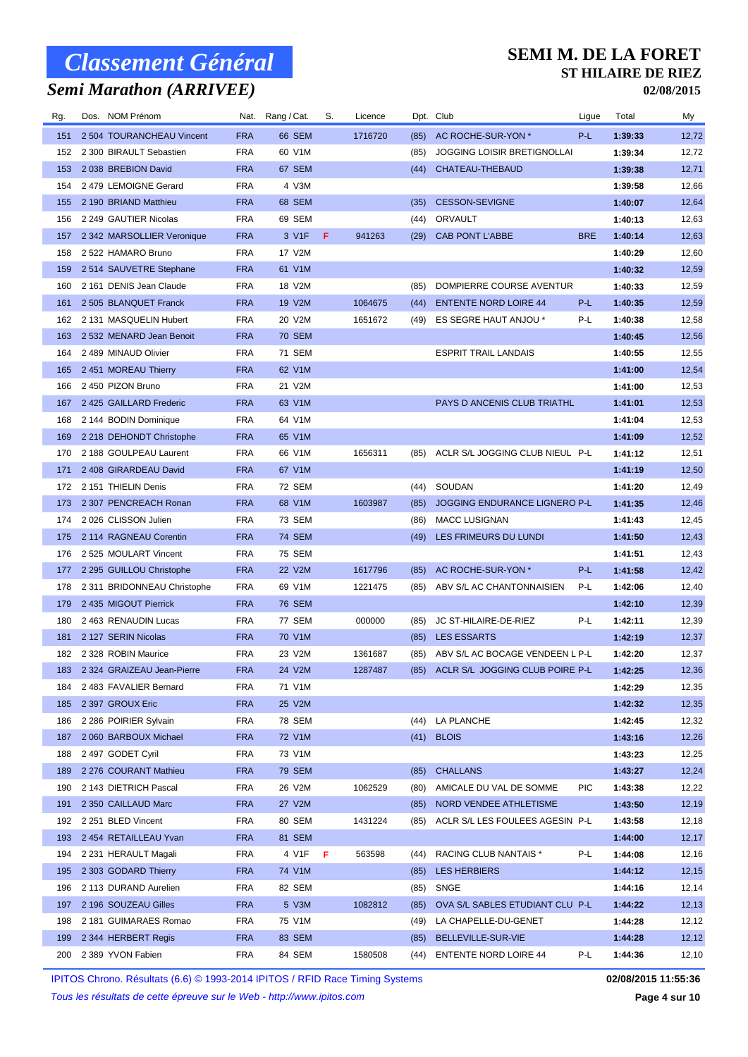# Classement Général

## Semi Marathon (ARRIVEE)

**SEMI M. DE LA FORET**
**ST HILAIRE DE RIEZ**
**02/08/2015**

| Rg. | Dos. | NOM Prénom | Nat. | Rang / Cat. | S. | Licence | Dpt. | Club | Ligue | Total | My |
|---|---|---|---|---|---|---|---|---|---|---|---|
| 151 | 2 504 | TOURANCHEAU Vincent | FRA | 66 SEM | | 1716720 | (85) | AC ROCHE-SUR-YON * | P-L | 1:39:33 | 12,72 |
| 152 | 2 300 | BIRAULT Sebastien | FRA | 60 V1M | | | (85) | JOGGING LOISIR BRETIGNOLLAI | | 1:39:34 | 12,72 |
| 153 | 2 038 | BREBION David | FRA | 67 SEM | | | (44) | CHATEAU-THEBAUD | | 1:39:38 | 12,71 |
| 154 | 2 479 | LEMOIGNE Gerard | FRA | 4 V3M | | | | | | 1:39:58 | 12,66 |
| 155 | 2 190 | BRIAND Matthieu | FRA | 68 SEM | | | (35) | CESSON-SEVIGNE | | 1:40:07 | 12,64 |
| 156 | 2 249 | GAUTIER Nicolas | FRA | 69 SEM | | | (44) | ORVAULT | | 1:40:13 | 12,63 |
| 157 | 2 342 | MASSOLLIER Veronique | FRA | 3 V1F | F | 941263 | (29) | CAB PONT L'ABBE | BRE | 1:40:14 | 12,63 |
| 158 | 2 522 | HAMARO Bruno | FRA | 17 V2M | | | | | | 1:40:29 | 12,60 |
| 159 | 2 514 | SAUVETRE Stephane | FRA | 61 V1M | | | | | | 1:40:32 | 12,59 |
| 160 | 2 161 | DENIS Jean Claude | FRA | 18 V2M | | | (85) | DOMPIERRE COURSE AVENTUR | | 1:40:33 | 12,59 |
| 161 | 2 505 | BLANQUET Franck | FRA | 19 V2M | | 1064675 | (44) | ENTENTE NORD LOIRE 44 | P-L | 1:40:35 | 12,59 |
| 162 | 2 131 | MASQUELIN Hubert | FRA | 20 V2M | | 1651672 | (49) | ES SEGRE HAUT ANJOU * | P-L | 1:40:38 | 12,58 |
| 163 | 2 532 | MENARD Jean Benoit | FRA | 70 SEM | | | | | | 1:40:45 | 12,56 |
| 164 | 2 489 | MINAUD Olivier | FRA | 71 SEM | | | | ESPRIT TRAIL LANDAIS | | 1:40:55 | 12,55 |
| 165 | 2 451 | MOREAU Thierry | FRA | 62 V1M | | | | | | 1:41:00 | 12,54 |
| 166 | 2 450 | PIZON Bruno | FRA | 21 V2M | | | | | | 1:41:00 | 12,53 |
| 167 | 2 425 | GAILLARD Frederic | FRA | 63 V1M | | | | PAYS D ANCENIS CLUB TRIATHL | | 1:41:01 | 12,53 |
| 168 | 2 144 | BODIN Dominique | FRA | 64 V1M | | | | | | 1:41:04 | 12,53 |
| 169 | 2 218 | DEHONDT Christophe | FRA | 65 V1M | | | | | | 1:41:09 | 12,52 |
| 170 | 2 188 | GOULPEAU Laurent | FRA | 66 V1M | | 1656311 | (85) | ACLR S/L JOGGING CLUB NIEUL | P-L | 1:41:12 | 12,51 |
| 171 | 2 408 | GIRARDEAU David | FRA | 67 V1M | | | | | | 1:41:19 | 12,50 |
| 172 | 2 151 | THIELIN Denis | FRA | 72 SEM | | | (44) | SOUDAN | | 1:41:20 | 12,49 |
| 173 | 2 307 | PENCREACH Ronan | FRA | 68 V1M | | 1603987 | (85) | JOGGING ENDURANCE LIGNERO | P-L | 1:41:35 | 12,46 |
| 174 | 2 026 | CLISSON Julien | FRA | 73 SEM | | | (86) | MACC LUSIGNAN | | 1:41:43 | 12,45 |
| 175 | 2 114 | RAGNEAU Corentin | FRA | 74 SEM | | | (49) | LES FRIMEURS DU LUNDI | | 1:41:50 | 12,43 |
| 176 | 2 525 | MOULART Vincent | FRA | 75 SEM | | | | | | 1:41:51 | 12,43 |
| 177 | 2 295 | GUILLOU Christophe | FRA | 22 V2M | | 1617796 | (85) | AC ROCHE-SUR-YON * | P-L | 1:41:58 | 12,42 |
| 178 | 2 311 | BRIDONNEAU Christophe | FRA | 69 V1M | | 1221475 | (85) | ABV S/L AC CHANTONNAISIEN | P-L | 1:42:06 | 12,40 |
| 179 | 2 435 | MIGOUT Pierrick | FRA | 76 SEM | | | | | | 1:42:10 | 12,39 |
| 180 | 2 463 | RENAUDIN Lucas | FRA | 77 SEM | | 000000 | (85) | JC ST-HILAIRE-DE-RIEZ | P-L | 1:42:11 | 12,39 |
| 181 | 2 127 | SERIN Nicolas | FRA | 70 V1M | | | (85) | LES ESSARTS | | 1:42:19 | 12,37 |
| 182 | 2 328 | ROBIN Maurice | FRA | 23 V2M | | 1361687 | (85) | ABV S/L AC BOCAGE VENDEEN L | P-L | 1:42:20 | 12,37 |
| 183 | 2 324 | GRAIZEAU Jean-Pierre | FRA | 24 V2M | | 1287487 | (85) | ACLR S/L JOGGING CLUB POIRE | P-L | 1:42:25 | 12,36 |
| 184 | 2 483 | FAVALIER Bernard | FRA | 71 V1M | | | | | | 1:42:29 | 12,35 |
| 185 | 2 397 | GROUX Eric | FRA | 25 V2M | | | | | | 1:42:32 | 12,35 |
| 186 | 2 286 | POIRIER Sylvain | FRA | 78 SEM | | | (44) | LA PLANCHE | | 1:42:45 | 12,32 |
| 187 | 2 060 | BARBOUX Michael | FRA | 72 V1M | | | (41) | BLOIS | | 1:43:16 | 12,26 |
| 188 | 2 497 | GODET Cyril | FRA | 73 V1M | | | | | | 1:43:23 | 12,25 |
| 189 | 2 276 | COURANT Mathieu | FRA | 79 SEM | | | (85) | CHALLANS | | 1:43:27 | 12,24 |
| 190 | 2 143 | DIETRICH Pascal | FRA | 26 V2M | | 1062529 | (80) | AMICALE DU VAL DE SOMME | PIC | 1:43:38 | 12,22 |
| 191 | 2 350 | CAILLAUD Marc | FRA | 27 V2M | | | (85) | NORD VENDEE ATHLETISME | | 1:43:50 | 12,19 |
| 192 | 2 251 | BLED Vincent | FRA | 80 SEM | | 1431224 | (85) | ACLR S/L LES FOULEES AGESIN | P-L | 1:43:58 | 12,18 |
| 193 | 2 454 | RETAILLEAU Yvan | FRA | 81 SEM | | | | | | 1:44:00 | 12,17 |
| 194 | 2 231 | HERAULT Magali | FRA | 4 V1F | F | 563598 | (44) | RACING CLUB NANTAIS * | P-L | 1:44:08 | 12,16 |
| 195 | 2 303 | GODARD Thierry | FRA | 74 V1M | | | (85) | LES HERBIERS | | 1:44:12 | 12,15 |
| 196 | 2 113 | DURAND Aurelien | FRA | 82 SEM | | | (85) | SNGE | | 1:44:16 | 12,14 |
| 197 | 2 196 | SOUZEAU Gilles | FRA | 5 V3M | | 1082812 | (85) | OVA S/L SABLES ETUDIANT CLU | P-L | 1:44:22 | 12,13 |
| 198 | 2 181 | GUIMARAES Romao | FRA | 75 V1M | | | (49) | LA CHAPELLE-DU-GENET | | 1:44:28 | 12,12 |
| 199 | 2 344 | HERBERT Regis | FRA | 83 SEM | | | (85) | BELLEVILLE-SUR-VIE | | 1:44:28 | 12,12 |
| 200 | 2 389 | YVON Fabien | FRA | 84 SEM | | 1580508 | (44) | ENTENTE NORD LOIRE 44 | P-L | 1:44:36 | 12,10 |

IPITOS Chrono. Résultats (6.6) © 1993-2014 IPITOS / RFID Race Timing Systems — 02/08/2015 11:55:36

*Tous les résultats de cette épreuve sur le Web - http://www.ipitos.com*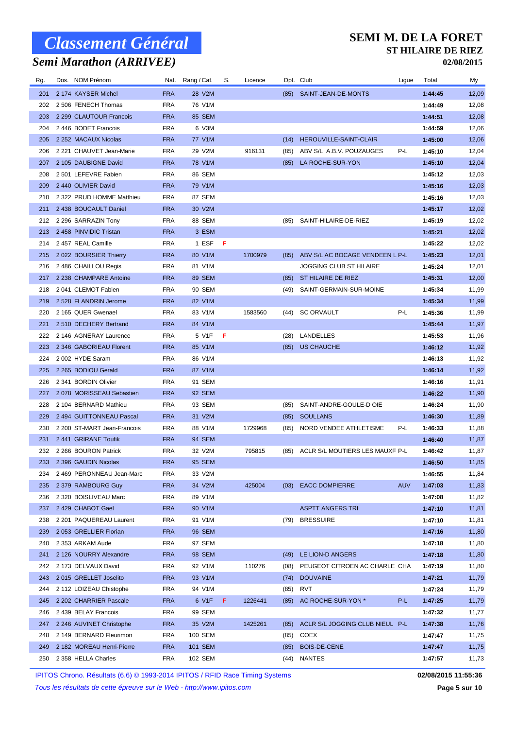# Classement Général

## Semi Marathon (ARRIVEE)

**SEMI M. DE LA FORET**
**ST HILAIRE DE RIEZ**
**02/08/2015**

| Rg. | Dos. | NOM Prénom | Nat. | Rang / Cat. | S. | Licence | Dpt. | Club | Ligue | Total | My |
|---|---|---|---|---|---|---|---|---|---|---|---|
| 201 | 2 174 | KAYSER Michel | FRA | 28 V2M | | | (85) | SAINT-JEAN-DE-MONTS | | 1:44:45 | 12,09 |
| 202 | 2 506 | FENECH Thomas | FRA | 76 V1M | | | | | | 1:44:49 | 12,08 |
| 203 | 2 299 | CLAUTOUR Francois | FRA | 85 SEM | | | | | | 1:44:51 | 12,08 |
| 204 | 2 446 | BODET Francois | FRA | 6 V3M | | | | | | 1:44:59 | 12,06 |
| 205 | 2 252 | MACAUX Nicolas | FRA | 77 V1M | | | (14) | HEROUVILLE-SAINT-CLAIR | | 1:45:00 | 12,06 |
| 206 | 2 221 | CHAUVET Jean-Marie | FRA | 29 V2M | | 916131 | (85) | ABV S/L A.B.V. POUZAUGES | P-L | 1:45:10 | 12,04 |
| 207 | 2 105 | DAUBIGNE David | FRA | 78 V1M | | | (85) | LA ROCHE-SUR-YON | | 1:45:10 | 12,04 |
| 208 | 2 501 | LEFEVRE Fabien | FRA | 86 SEM | | | | | | 1:45:12 | 12,03 |
| 209 | 2 440 | OLIVIER David | FRA | 79 V1M | | | | | | 1:45:16 | 12,03 |
| 210 | 2 322 | PRUD HOMME Matthieu | FRA | 87 SEM | | | | | | 1:45:16 | 12,03 |
| 211 | 2 438 | BOUCAULT Daniel | FRA | 30 V2M | | | | | | 1:45:17 | 12,02 |
| 212 | 2 296 | SARRAZIN Tony | FRA | 88 SEM | | | (85) | SAINT-HILAIRE-DE-RIEZ | | 1:45:19 | 12,02 |
| 213 | 2 458 | PINVIDIC Tristan | FRA | 3 ESM | | | | | | 1:45:21 | 12,02 |
| 214 | 2 457 | REAL Camille | FRA | 1 ESF | F | | | | | 1:45:22 | 12,02 |
| 215 | 2 022 | BOURSIER Thierry | FRA | 80 V1M | | 1700979 | (85) | ABV S/L AC BOCAGE VENDEEN L | P-L | 1:45:23 | 12,01 |
| 216 | 2 486 | CHAILLOU Regis | FRA | 81 V1M | | | | JOGGING CLUB ST HILAIRE | | 1:45:24 | 12,01 |
| 217 | 2 238 | CHAMPARE Antoine | FRA | 89 SEM | | | (85) | ST HILAIRE DE RIEZ | | 1:45:31 | 12,00 |
| 218 | 2 041 | CLEMOT Fabien | FRA | 90 SEM | | | (49) | SAINT-GERMAIN-SUR-MOINE | | 1:45:34 | 11,99 |
| 219 | 2 528 | FLANDRIN Jerome | FRA | 82 V1M | | | | | | 1:45:34 | 11,99 |
| 220 | 2 165 | QUER Gwenael | FRA | 83 V1M | | 1583560 | (44) | SC ORVAULT | P-L | 1:45:36 | 11,99 |
| 221 | 2 510 | DECHERY Bertrand | FRA | 84 V1M | | | | | | 1:45:44 | 11,97 |
| 222 | 2 146 | AGNERAY Laurence | FRA | 5 V1F | F | | (28) | LANDELLES | | 1:45:53 | 11,96 |
| 223 | 2 346 | GABORIEAU Florent | FRA | 85 V1M | | | (85) | US CHAUCHE | | 1:46:12 | 11,92 |
| 224 | 2 002 | HYDE Saram | FRA | 86 V1M | | | | | | 1:46:13 | 11,92 |
| 225 | 2 265 | BODIOU Gerald | FRA | 87 V1M | | | | | | 1:46:14 | 11,92 |
| 226 | 2 341 | BORDIN Olivier | FRA | 91 SEM | | | | | | 1:46:16 | 11,91 |
| 227 | 2 078 | MORISSEAU Sebastien | FRA | 92 SEM | | | | | | 1:46:22 | 11,90 |
| 228 | 2 104 | BERNARD Mathieu | FRA | 93 SEM | | | (85) | SAINT-ANDRE-GOULE-D OIE | | 1:46:24 | 11,90 |
| 229 | 2 494 | GUITTONNEAU Pascal | FRA | 31 V2M | | | (85) | SOULLANS | | 1:46:30 | 11,89 |
| 230 | 2 200 | ST-MART Jean-Francois | FRA | 88 V1M | | 1729968 | (85) | NORD VENDEE ATHLETISME | P-L | 1:46:33 | 11,88 |
| 231 | 2 441 | GRIRANE Toufik | FRA | 94 SEM | | | | | | 1:46:40 | 11,87 |
| 232 | 2 266 | BOURON Patrick | FRA | 32 V2M | | 795815 | (85) | ACLR S/L MOUTIERS LES MAUXF | P-L | 1:46:42 | 11,87 |
| 233 | 2 396 | GAUDIN Nicolas | FRA | 95 SEM | | | | | | 1:46:50 | 11,85 |
| 234 | 2 469 | PERONNEAU Jean-Marc | FRA | 33 V2M | | | | | | 1:46:55 | 11,84 |
| 235 | 2 379 | RAMBOURG Guy | FRA | 34 V2M | | 425004 | (03) | EACC DOMPIERRE | AUV | 1:47:03 | 11,83 |
| 236 | 2 320 | BOISLIVEAU Marc | FRA | 89 V1M | | | | | | 1:47:08 | 11,82 |
| 237 | 2 429 | CHABOT Gael | FRA | 90 V1M | | | | ASPTT ANGERS TRI | | 1:47:10 | 11,81 |
| 238 | 2 201 | PAQUEREAU Laurent | FRA | 91 V1M | | | (79) | BRESSUIRE | | 1:47:10 | 11,81 |
| 239 | 2 053 | GRELLIER Florian | FRA | 96 SEM | | | | | | 1:47:16 | 11,80 |
| 240 | 2 353 | ARKAM Aude | FRA | 97 SEM | | | | | | 1:47:18 | 11,80 |
| 241 | 2 126 | NOURRY Alexandre | FRA | 98 SEM | | | (49) | LE LION-D ANGERS | | 1:47:18 | 11,80 |
| 242 | 2 173 | DELVAUX David | FRA | 92 V1M | | 110276 | (08) | PEUGEOT CITROEN AC CHARLE | CHA | 1:47:19 | 11,80 |
| 243 | 2 015 | GRELLET Joselito | FRA | 93 V1M | | | (74) | DOUVAINE | | 1:47:21 | 11,79 |
| 244 | 2 112 | LOIZEAU Chistophe | FRA | 94 V1M | | | (85) | RVT | | 1:47:24 | 11,79 |
| 245 | 2 202 | CHARRIER Pascale | FRA | 6 V1F | F | 1226441 | (85) | AC ROCHE-SUR-YON * | P-L | 1:47:25 | 11,79 |
| 246 | 2 439 | BELAY Francois | FRA | 99 SEM | | | | | | 1:47:32 | 11,77 |
| 247 | 2 246 | AUVINET Christophe | FRA | 35 V2M | | 1425261 | (85) | ACLR S/L JOGGING CLUB NIEUL | P-L | 1:47:38 | 11,76 |
| 248 | 2 149 | BERNARD Fleurimon | FRA | 100 SEM | | | (85) | COEX | | 1:47:47 | 11,75 |
| 249 | 2 182 | MOREAU Henri-Pierre | FRA | 101 SEM | | | (85) | BOIS-DE-CENE | | 1:47:47 | 11,75 |
| 250 | 2 358 | HELLA Charles | FRA | 102 SEM | | | (44) | NANTES | | 1:47:57 | 11,73 |

IPITOS Chrono. Résultats (6.6) © 1993-2014 IPITOS / RFID Race Timing Systems — 02/08/2015 11:55:36

*Tous les résultats de cette épreuve sur le Web - http://www.ipitos.com*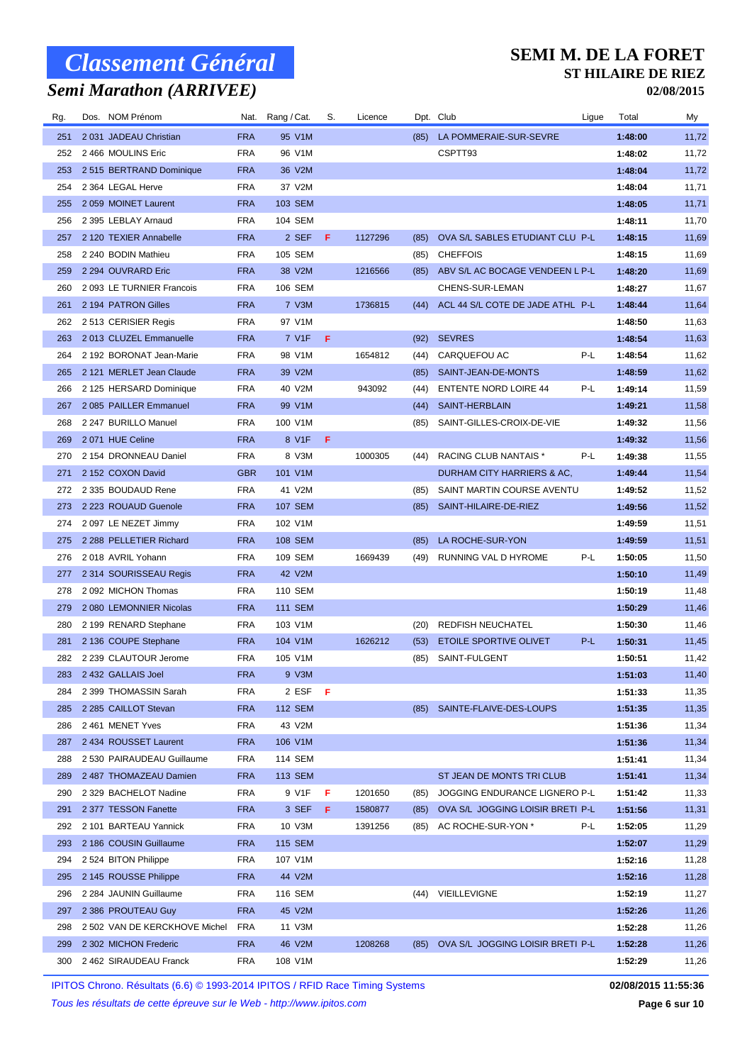# Classement Général

## Semi Marathon (ARRIVEE)

## SEMI M. DE LA FORET

### ST HILAIRE DE RIEZ

**02/08/2015**

| Rg. | Dos. | NOM Prénom | Nat. | Rang / Cat. | S. | Licence | Dpt. | Club | Ligue | Total | My |
|---|---|---|---|---|---|---|---|---|---|---|---|
| 251 | 2 031 | JADEAU Christian | FRA | 95 V1M | | | (85) | LA POMMERAIE-SUR-SEVRE | | **1:48:00** | 11,72 |
| 252 | 2 466 | MOULINS Eric | FRA | 96 V1M | | | | CSPTT93 | | **1:48:02** | 11,72 |
| 253 | 2 515 | BERTRAND Dominique | FRA | 36 V2M | | | | | | **1:48:04** | 11,72 |
| 254 | 2 364 | LEGAL Herve | FRA | 37 V2M | | | | | | **1:48:04** | 11,71 |
| 255 | 2 059 | MOINET Laurent | FRA | 103 SEM | | | | | | **1:48:05** | 11,71 |
| 256 | 2 395 | LEBLAY Arnaud | FRA | 104 SEM | | | | | | **1:48:11** | 11,70 |
| 257 | 2 120 | TEXIER Annabelle | FRA | 2 SEF | F | 1127296 | (85) | OVA S/L SABLES ETUDIANT CLU | P-L | **1:48:15** | 11,69 |
| 258 | 2 240 | BODIN Mathieu | FRA | 105 SEM | | | (85) | CHEFFOIS | | **1:48:15** | 11,69 |
| 259 | 2 294 | OUVRARD Eric | FRA | 38 V2M | | 1216566 | (85) | ABV S/L AC BOCAGE VENDEEN L | P-L | **1:48:20** | 11,69 |
| 260 | 2 093 | LE TURNIER Francois | FRA | 106 SEM | | | | CHENS-SUR-LEMAN | | **1:48:27** | 11,67 |
| 261 | 2 194 | PATRON Gilles | FRA | 7 V3M | | 1736815 | (44) | ACL 44 S/L COTE DE JADE ATHL | P-L | **1:48:44** | 11,64 |
| 262 | 2 513 | CERISIER Regis | FRA | 97 V1M | | | | | | **1:48:50** | 11,63 |
| 263 | 2 013 | CLUZEL Emmanuelle | FRA | 7 V1F | F | | (92) | SEVRES | | **1:48:54** | 11,63 |
| 264 | 2 192 | BORONAT Jean-Marie | FRA | 98 V1M | | 1654812 | (44) | CARQUEFOU AC | P-L | **1:48:54** | 11,62 |
| 265 | 2 121 | MERLET Jean Claude | FRA | 39 V2M | | | (85) | SAINT-JEAN-DE-MONTS | | **1:48:59** | 11,62 |
| 266 | 2 125 | HERSARD Dominique | FRA | 40 V2M | | 943092 | (44) | ENTENTE NORD LOIRE 44 | P-L | **1:49:14** | 11,59 |
| 267 | 2 085 | PAILLER Emmanuel | FRA | 99 V1M | | | (44) | SAINT-HERBLAIN | | **1:49:21** | 11,58 |
| 268 | 2 247 | BURILLO Manuel | FRA | 100 V1M | | | (85) | SAINT-GILLES-CROIX-DE-VIE | | **1:49:32** | 11,56 |
| 269 | 2 071 | HUE Celine | FRA | 8 V1F | F | | | | | **1:49:32** | 11,56 |
| 270 | 2 154 | DRONNEAU Daniel | FRA | 8 V3M | | 1000305 | (44) | RACING CLUB NANTAIS * | P-L | **1:49:38** | 11,55 |
| 271 | 2 152 | COXON David | GBR | 101 V1M | | | | DURHAM CITY HARRIERS & AC, | | **1:49:44** | 11,54 |
| 272 | 2 335 | BOUDAUD Rene | FRA | 41 V2M | | | (85) | SAINT MARTIN COURSE AVENTU | | **1:49:52** | 11,52 |
| 273 | 2 223 | ROUAUD Guenole | FRA | 107 SEM | | | (85) | SAINT-HILAIRE-DE-RIEZ | | **1:49:56** | 11,52 |
| 274 | 2 097 | LE NEZET Jimmy | FRA | 102 V1M | | | | | | **1:49:59** | 11,51 |
| 275 | 2 288 | PELLETIER Richard | FRA | 108 SEM | | | (85) | LA ROCHE-SUR-YON | | **1:49:59** | 11,51 |
| 276 | 2 018 | AVRIL Yohann | FRA | 109 SEM | | 1669439 | (49) | RUNNING VAL D HYROME | P-L | **1:50:05** | 11,50 |
| 277 | 2 314 | SOURISSEAU Regis | FRA | 42 V2M | | | | | | **1:50:10** | 11,49 |
| 278 | 2 092 | MICHON Thomas | FRA | 110 SEM | | | | | | **1:50:19** | 11,48 |
| 279 | 2 080 | LEMONNIER Nicolas | FRA | 111 SEM | | | | | | **1:50:29** | 11,46 |
| 280 | 2 199 | RENARD Stephane | FRA | 103 V1M | | | (20) | REDFISH NEUCHATEL | | **1:50:30** | 11,46 |
| 281 | 2 136 | COUPE Stephane | FRA | 104 V1M | | 1626212 | (53) | ETOILE SPORTIVE OLIVET | P-L | **1:50:31** | 11,45 |
| 282 | 2 239 | CLAUTOUR Jerome | FRA | 105 V1M | | | (85) | SAINT-FULGENT | | **1:50:51** | 11,42 |
| 283 | 2 432 | GALLAIS Joel | FRA | 9 V3M | | | | | | **1:51:03** | 11,40 |
| 284 | 2 399 | THOMASSIN Sarah | FRA | 2 ESF | F | | | | | **1:51:33** | 11,35 |
| 285 | 2 285 | CAILLOT Stevan | FRA | 112 SEM | | | (85) | SAINTE-FLAIVE-DES-LOUPS | | **1:51:35** | 11,35 |
| 286 | 2 461 | MENET Yves | FRA | 43 V2M | | | | | | **1:51:36** | 11,34 |
| 287 | 2 434 | ROUSSET Laurent | FRA | 106 V1M | | | | | | **1:51:36** | 11,34 |
| 288 | 2 530 | PAIRAUDEAU Guillaume | FRA | 114 SEM | | | | | | **1:51:41** | 11,34 |
| 289 | 2 487 | THOMAZEAU Damien | FRA | 113 SEM | | | | ST JEAN DE MONTS TRI CLUB | | **1:51:41** | 11,34 |
| 290 | 2 329 | BACHELOT Nadine | FRA | 9 V1F | F | 1201650 | (85) | JOGGING ENDURANCE LIGNERO | P-L | **1:51:42** | 11,33 |
| 291 | 2 377 | TESSON Fanette | FRA | 3 SEF | F | 1580877 | (85) | OVA S/L JOGGING LOISIR BRETI | P-L | **1:51:56** | 11,31 |
| 292 | 2 101 | BARTEAU Yannick | FRA | 10 V3M | | 1391256 | (85) | AC ROCHE-SUR-YON * | P-L | **1:52:05** | 11,29 |
| 293 | 2 186 | COUSIN Guillaume | FRA | 115 SEM | | | | | | **1:52:07** | 11,29 |
| 294 | 2 524 | BITON Philippe | FRA | 107 V1M | | | | | | **1:52:16** | 11,28 |
| 295 | 2 145 | ROUSSE Philippe | FRA | 44 V2M | | | | | | **1:52:16** | 11,28 |
| 296 | 2 284 | JAUNIN Guillaume | FRA | 116 SEM | | | (44) | VIEILLEVIGNE | | **1:52:19** | 11,27 |
| 297 | 2 386 | PROUTEAU Guy | FRA | 45 V2M | | | | | | **1:52:26** | 11,26 |
| 298 | 2 502 | VAN DE KERCKHOVE Michel | FRA | 11 V3M | | | | | | **1:52:28** | 11,26 |
| 299 | 2 302 | MICHON Frederic | FRA | 46 V2M | | 1208268 | (85) | OVA S/L JOGGING LOISIR BRETI | P-L | **1:52:28** | 11,26 |
| 300 | 2 462 | SIRAUDEAU Franck | FRA | 108 V1M | | | | | | **1:52:29** | 11,26 |

IPITOS Chrono. Résultats (6.6) © 1993-2014 IPITOS / RFID Race Timing Systems — **02/08/2015 11:55:36**

*Tous les résultats de cette épreuve sur le Web - http://www.ipitos.com*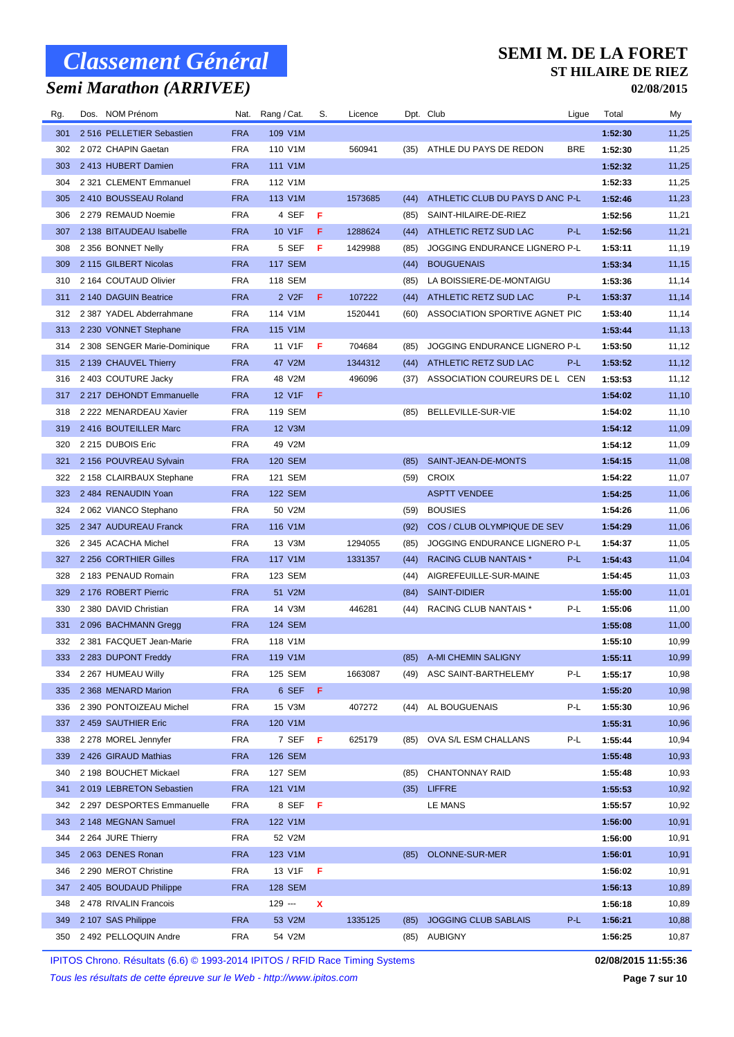# Classement Général

## Semi Marathon (ARRIVEE)

**SEMI M. DE LA FORET**
**ST HILAIRE DE RIEZ**
**02/08/2015**

| Rg. | Dos. | NOM Prénom | Nat. | Rang / Cat. | S. | Licence | Dpt. | Club | Ligue | Total | My |
|---|---|---|---|---|---|---|---|---|---|---|---|
| 301 | 2 516 | PELLETIER Sebastien | FRA | 109 V1M | | | | | | 1:52:30 | 11,25 |
| 302 | 2 072 | CHAPIN Gaetan | FRA | 110 V1M | | 560941 | (35) | ATHLE DU PAYS DE REDON | BRE | 1:52:30 | 11,25 |
| 303 | 2 413 | HUBERT Damien | FRA | 111 V1M | | | | | | 1:52:32 | 11,25 |
| 304 | 2 321 | CLEMENT Emmanuel | FRA | 112 V1M | | | | | | 1:52:33 | 11,25 |
| 305 | 2 410 | BOUSSEAU Roland | FRA | 113 V1M | | 1573685 | (44) | ATHLETIC CLUB DU PAYS D ANC | P-L | 1:52:46 | 11,23 |
| 306 | 2 279 | REMAUD Noemie | FRA | 4 SEF | F | | (85) | SAINT-HILAIRE-DE-RIEZ | | 1:52:56 | 11,21 |
| 307 | 2 138 | BITAUDEAU Isabelle | FRA | 10 V1F | F | 1288624 | (44) | ATHLETIC RETZ SUD LAC | P-L | 1:52:56 | 11,21 |
| 308 | 2 356 | BONNET Nelly | FRA | 5 SEF | F | 1429988 | (85) | JOGGING ENDURANCE LIGNERO | P-L | 1:53:11 | 11,19 |
| 309 | 2 115 | GILBERT Nicolas | FRA | 117 SEM | | | (44) | BOUGUENAIS | | 1:53:34 | 11,15 |
| 310 | 2 164 | COUTAUD Olivier | FRA | 118 SEM | | | (85) | LA BOISSIERE-DE-MONTAIGU | | 1:53:36 | 11,14 |
| 311 | 2 140 | DAGUIN Beatrice | FRA | 2 V2F | F | 107222 | (44) | ATHLETIC RETZ SUD LAC | P-L | 1:53:37 | 11,14 |
| 312 | 2 387 | YADEL Abderrahmane | FRA | 114 V1M | | 1520441 | (60) | ASSOCIATION SPORTIVE AGENT | PIC | 1:53:40 | 11,14 |
| 313 | 2 230 | VONNET Stephane | FRA | 115 V1M | | | | | | 1:53:44 | 11,13 |
| 314 | 2 308 | SENGER Marie-Dominique | FRA | 11 V1F | F | 704684 | (85) | JOGGING ENDURANCE LIGNERO | P-L | 1:53:50 | 11,12 |
| 315 | 2 139 | CHAUVEL Thierry | FRA | 47 V2M | | 1344312 | (44) | ATHLETIC RETZ SUD LAC | P-L | 1:53:52 | 11,12 |
| 316 | 2 403 | COUTURE Jacky | FRA | 48 V2M | | 496096 | (37) | ASSOCIATION COUREURS DE L | CEN | 1:53:53 | 11,12 |
| 317 | 2 217 | DEHONDT Emmanuelle | FRA | 12 V1F | F | | | | | 1:54:02 | 11,10 |
| 318 | 2 222 | MENARDEAU Xavier | FRA | 119 SEM | | | (85) | BELLEVILLE-SUR-VIE | | 1:54:02 | 11,10 |
| 319 | 2 416 | BOUTEILLER Marc | FRA | 12 V3M | | | | | | 1:54:12 | 11,09 |
| 320 | 2 215 | DUBOIS Eric | FRA | 49 V2M | | | | | | 1:54:12 | 11,09 |
| 321 | 2 156 | POUVREAU Sylvain | FRA | 120 SEM | | | (85) | SAINT-JEAN-DE-MONTS | | 1:54:15 | 11,08 |
| 322 | 2 158 | CLAIRBAUX Stephane | FRA | 121 SEM | | | (59) | CROIX | | 1:54:22 | 11,07 |
| 323 | 2 484 | RENAUDIN Yoan | FRA | 122 SEM | | | | ASPTT VENDEE | | 1:54:25 | 11,06 |
| 324 | 2 062 | VIANCO Stephano | FRA | 50 V2M | | | (59) | BOUSIES | | 1:54:26 | 11,06 |
| 325 | 2 347 | AUDUREAU Franck | FRA | 116 V1M | | | (92) | COS / CLUB OLYMPIQUE DE SEV | | 1:54:29 | 11,06 |
| 326 | 2 345 | ACACHA Michel | FRA | 13 V3M | | 1294055 | (85) | JOGGING ENDURANCE LIGNERO | P-L | 1:54:37 | 11,05 |
| 327 | 2 256 | CORTHIER Gilles | FRA | 117 V1M | | 1331357 | (44) | RACING CLUB NANTAIS * | P-L | 1:54:43 | 11,04 |
| 328 | 2 183 | PENAUD Romain | FRA | 123 SEM | | | (44) | AIGREFEUILLE-SUR-MAINE | | 1:54:45 | 11,03 |
| 329 | 2 176 | ROBERT Pierric | FRA | 51 V2M | | | (84) | SAINT-DIDIER | | 1:55:00 | 11,01 |
| 330 | 2 380 | DAVID Christian | FRA | 14 V3M | | 446281 | (44) | RACING CLUB NANTAIS * | P-L | 1:55:06 | 11,00 |
| 331 | 2 096 | BACHMANN Gregg | FRA | 124 SEM | | | | | | 1:55:08 | 11,00 |
| 332 | 2 381 | FACQUET Jean-Marie | FRA | 118 V1M | | | | | | 1:55:10 | 10,99 |
| 333 | 2 283 | DUPONT Freddy | FRA | 119 V1M | | | (85) | A-MI CHEMIN SALIGNY | | 1:55:11 | 10,99 |
| 334 | 2 267 | HUMEAU Willy | FRA | 125 SEM | | 1663087 | (49) | ASC SAINT-BARTHELEMY | P-L | 1:55:17 | 10,98 |
| 335 | 2 368 | MENARD Marion | FRA | 6 SEF | F | | | | | 1:55:20 | 10,98 |
| 336 | 2 390 | PONTOIZEAU Michel | FRA | 15 V3M | | 407272 | (44) | AL BOUGUENAIS | P-L | 1:55:30 | 10,96 |
| 337 | 2 459 | SAUTHIER Eric | FRA | 120 V1M | | | | | | 1:55:31 | 10,96 |
| 338 | 2 278 | MOREL Jennyfer | FRA | 7 SEF | F | 625179 | (85) | OVA S/L ESM CHALLANS | P-L | 1:55:44 | 10,94 |
| 339 | 2 426 | GIRAUD Mathias | FRA | 126 SEM | | | | | | 1:55:48 | 10,93 |
| 340 | 2 198 | BOUCHET Mickael | FRA | 127 SEM | | | (85) | CHANTONNAY RAID | | 1:55:48 | 10,93 |
| 341 | 2 019 | LEBRETON Sebastien | FRA | 121 V1M | | | (35) | LIFFRE | | 1:55:53 | 10,92 |
| 342 | 2 297 | DESPORTES Emmanuelle | FRA | 8 SEF | F | | | LE MANS | | 1:55:57 | 10,92 |
| 343 | 2 148 | MEGNAN Samuel | FRA | 122 V1M | | | | | | 1:56:00 | 10,91 |
| 344 | 2 264 | JURE Thierry | FRA | 52 V2M | | | | | | 1:56:00 | 10,91 |
| 345 | 2 063 | DENES Ronan | FRA | 123 V1M | | | (85) | OLONNE-SUR-MER | | 1:56:01 | 10,91 |
| 346 | 2 290 | MEROT Christine | FRA | 13 V1F | F | | | | | 1:56:02 | 10,91 |
| 347 | 2 405 | BOUDAUD Philippe | FRA | 128 SEM | | | | | | 1:56:13 | 10,89 |
| 348 | 2 478 | RIVALIN Francois | | 129 --- | X | | | | | 1:56:18 | 10,89 |
| 349 | 2 107 | SAS Philippe | FRA | 53 V2M | | 1335125 | (85) | JOGGING CLUB SABLAIS | P-L | 1:56:21 | 10,88 |
| 350 | 2 492 | PELLOQUIN Andre | FRA | 54 V2M | | | (85) | AUBIGNY | | 1:56:25 | 10,87 |

IPITOS Chrono. Résultats (6.6) © 1993-2014 IPITOS / RFID Race Timing Systems — 02/08/2015 11:55:36

*Tous les résultats de cette épreuve sur le Web - http://www.ipitos.com*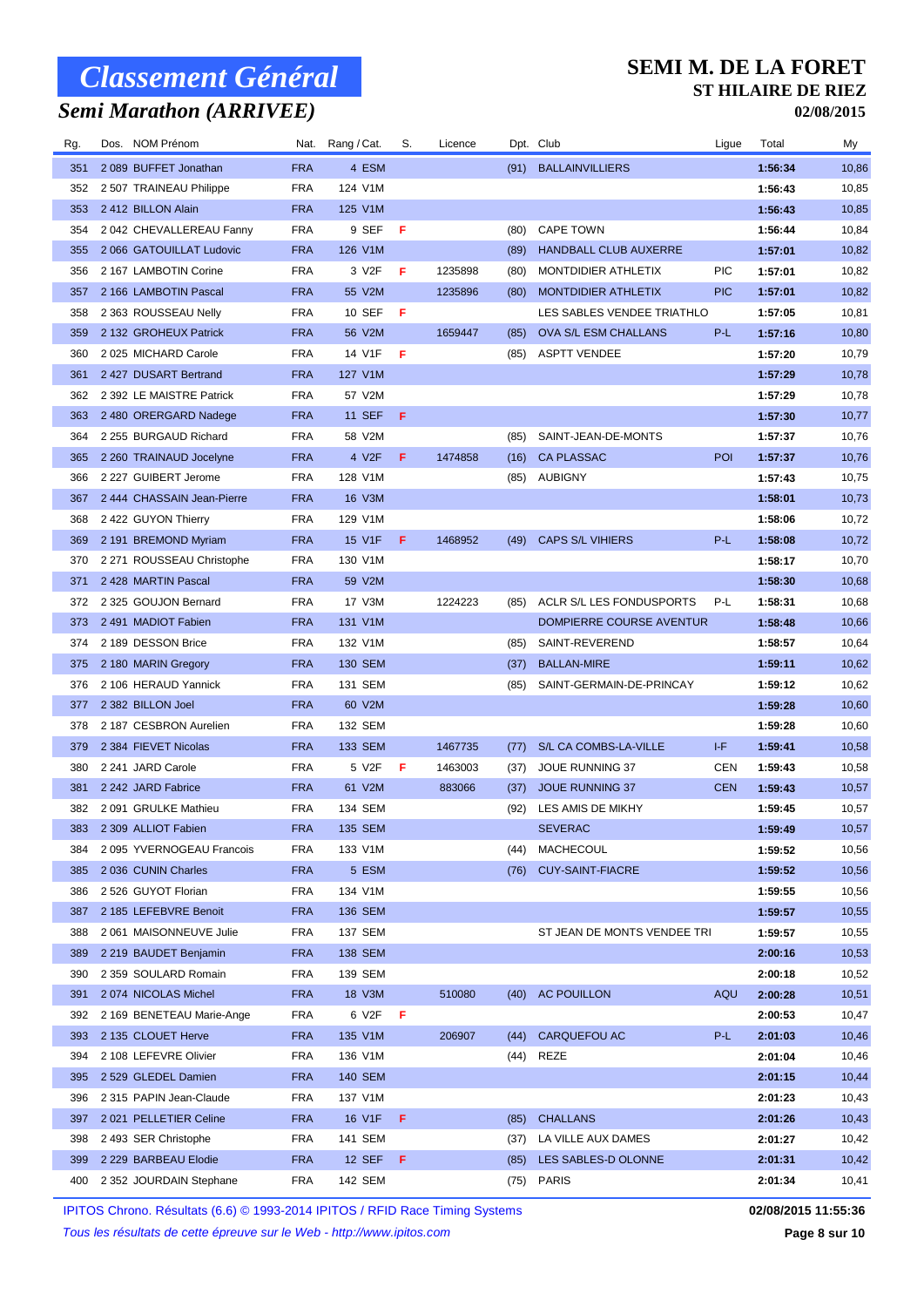# Classement Général

## Semi Marathon (ARRIVEE)

**SEMI M. DE LA FORET**
**ST HILAIRE DE RIEZ**
**02/08/2015**

| Rg. | Dos. | NOM Prénom | Nat. | Rang / Cat. | S. | Licence | Dpt. | Club | Ligue | Total | My |
|---|---|---|---|---|---|---|---|---|---|---|---|
| 351 | 2 089 | BUFFET Jonathan | FRA | 4 ESM | | | (91) | BALLAINVILLIERS | | 1:56:34 | 10,86 |
| 352 | 2 507 | TRAINEAU Philippe | FRA | 124 V1M | | | | | | 1:56:43 | 10,85 |
| 353 | 2 412 | BILLON Alain | FRA | 125 V1M | | | | | | 1:56:43 | 10,85 |
| 354 | 2 042 | CHEVALLEREAU Fanny | FRA | 9 SEF | F | | (80) | CAPE TOWN | | 1:56:44 | 10,84 |
| 355 | 2 066 | GATOUILLAT Ludovic | FRA | 126 V1M | | | (89) | HANDBALL CLUB AUXERRE | | 1:57:01 | 10,82 |
| 356 | 2 167 | LAMBOTIN Corine | FRA | 3 V2F | F | 1235898 | (80) | MONTDIDIER ATHLETIX | PIC | 1:57:01 | 10,82 |
| 357 | 2 166 | LAMBOTIN Pascal | FRA | 55 V2M | | 1235896 | (80) | MONTDIDIER ATHLETIX | PIC | 1:57:01 | 10,82 |
| 358 | 2 363 | ROUSSEAU Nelly | FRA | 10 SEF | F | | | LES SABLES VENDEE TRIATHLO | | 1:57:05 | 10,81 |
| 359 | 2 132 | GROHEUX Patrick | FRA | 56 V2M | | 1659447 | (85) | OVA S/L ESM CHALLANS | P-L | 1:57:16 | 10,80 |
| 360 | 2 025 | MICHARD Carole | FRA | 14 V1F | F | | (85) | ASPTT VENDEE | | 1:57:20 | 10,79 |
| 361 | 2 427 | DUSART Bertrand | FRA | 127 V1M | | | | | | 1:57:29 | 10,78 |
| 362 | 2 392 | LE MAISTRE Patrick | FRA | 57 V2M | | | | | | 1:57:29 | 10,78 |
| 363 | 2 480 | ORERGARD Nadege | FRA | 11 SEF | F | | | | | 1:57:30 | 10,77 |
| 364 | 2 255 | BURGAUD Richard | FRA | 58 V2M | | | (85) | SAINT-JEAN-DE-MONTS | | 1:57:37 | 10,76 |
| 365 | 2 260 | TRAINAUD Jocelyne | FRA | 4 V2F | F | 1474858 | (16) | CA PLASSAC | POI | 1:57:37 | 10,76 |
| 366 | 2 227 | GUIBERT Jerome | FRA | 128 V1M | | | (85) | AUBIGNY | | 1:57:43 | 10,75 |
| 367 | 2 444 | CHASSAIN Jean-Pierre | FRA | 16 V3M | | | | | | 1:58:01 | 10,73 |
| 368 | 2 422 | GUYON Thierry | FRA | 129 V1M | | | | | | 1:58:06 | 10,72 |
| 369 | 2 191 | BREMOND Myriam | FRA | 15 V1F | F | 1468952 | (49) | CAPS S/L VIHIERS | P-L | 1:58:08 | 10,72 |
| 370 | 2 271 | ROUSSEAU Christophe | FRA | 130 V1M | | | | | | 1:58:17 | 10,70 |
| 371 | 2 428 | MARTIN Pascal | FRA | 59 V2M | | | | | | 1:58:30 | 10,68 |
| 372 | 2 325 | GOUJON Bernard | FRA | 17 V3M | | 1224223 | (85) | ACLR S/L LES FONDUSPORTS | P-L | 1:58:31 | 10,68 |
| 373 | 2 491 | MADIOT Fabien | FRA | 131 V1M | | | | DOMPIERRE COURSE AVENTUR | | 1:58:48 | 10,66 |
| 374 | 2 189 | DESSON Brice | FRA | 132 V1M | | | (85) | SAINT-REVEREND | | 1:58:57 | 10,64 |
| 375 | 2 180 | MARIN Gregory | FRA | 130 SEM | | | (37) | BALLAN-MIRE | | 1:59:11 | 10,62 |
| 376 | 2 106 | HERAUD Yannick | FRA | 131 SEM | | | (85) | SAINT-GERMAIN-DE-PRINCAY | | 1:59:12 | 10,62 |
| 377 | 2 382 | BILLON Joel | FRA | 60 V2M | | | | | | 1:59:28 | 10,60 |
| 378 | 2 187 | CESBRON Aurelien | FRA | 132 SEM | | | | | | 1:59:28 | 10,60 |
| 379 | 2 384 | FIEVET Nicolas | FRA | 133 SEM | | 1467735 | (77) | S/L CA COMBS-LA-VILLE | I-F | 1:59:41 | 10,58 |
| 380 | 2 241 | JARD Carole | FRA | 5 V2F | F | 1463003 | (37) | JOUE RUNNING 37 | CEN | 1:59:43 | 10,58 |
| 381 | 2 242 | JARD Fabrice | FRA | 61 V2M | | 883066 | (37) | JOUE RUNNING 37 | CEN | 1:59:43 | 10,57 |
| 382 | 2 091 | GRULKE Mathieu | FRA | 134 SEM | | | (92) | LES AMIS DE MIKHY | | 1:59:45 | 10,57 |
| 383 | 2 309 | ALLIOT Fabien | FRA | 135 SEM | | | | SEVERAC | | 1:59:49 | 10,57 |
| 384 | 2 095 | YVERNOGEAU Francois | FRA | 133 V1M | | | (44) | MACHECOUL | | 1:59:52 | 10,56 |
| 385 | 2 036 | CUNIN Charles | FRA | 5 ESM | | | (76) | CUY-SAINT-FIACRE | | 1:59:52 | 10,56 |
| 386 | 2 526 | GUYOT Florian | FRA | 134 V1M | | | | | | 1:59:55 | 10,56 |
| 387 | 2 185 | LEFEBVRE Benoit | FRA | 136 SEM | | | | | | 1:59:57 | 10,55 |
| 388 | 2 061 | MAISONNEUVE Julie | FRA | 137 SEM | | | | ST JEAN DE MONTS VENDEE TRI | | 1:59:57 | 10,55 |
| 389 | 2 219 | BAUDET Benjamin | FRA | 138 SEM | | | | | | 2:00:16 | 10,53 |
| 390 | 2 359 | SOULARD Romain | FRA | 139 SEM | | | | | | 2:00:18 | 10,52 |
| 391 | 2 074 | NICOLAS Michel | FRA | 18 V3M | | 510080 | (40) | AC POUILLON | AQU | 2:00:28 | 10,51 |
| 392 | 2 169 | BENETEAU Marie-Ange | FRA | 6 V2F | F | | | | | 2:00:53 | 10,47 |
| 393 | 2 135 | CLOUET Herve | FRA | 135 V1M | | 206907 | (44) | CARQUEFOU AC | P-L | 2:01:03 | 10,46 |
| 394 | 2 108 | LEFEVRE Olivier | FRA | 136 V1M | | | (44) | REZE | | 2:01:04 | 10,46 |
| 395 | 2 529 | GLEDEL Damien | FRA | 140 SEM | | | | | | 2:01:15 | 10,44 |
| 396 | 2 315 | PAPIN Jean-Claude | FRA | 137 V1M | | | | | | 2:01:23 | 10,43 |
| 397 | 2 021 | PELLETIER Celine | FRA | 16 V1F | F | | (85) | CHALLANS | | 2:01:26 | 10,43 |
| 398 | 2 493 | SER Christophe | FRA | 141 SEM | | | (37) | LA VILLE AUX DAMES | | 2:01:27 | 10,42 |
| 399 | 2 229 | BARBEAU Elodie | FRA | 12 SEF | F | | (85) | LES SABLES-D OLONNE | | 2:01:31 | 10,42 |
| 400 | 2 352 | JOURDAIN Stephane | FRA | 142 SEM | | | (75) | PARIS | | 2:01:34 | 10,41 |

IPITOS Chrono. Résultats (6.6) © 1993-2014 IPITOS / RFID Race Timing Systems — 02/08/2015 11:55:36

*Tous les résultats de cette épreuve sur le Web - http://www.ipitos.com*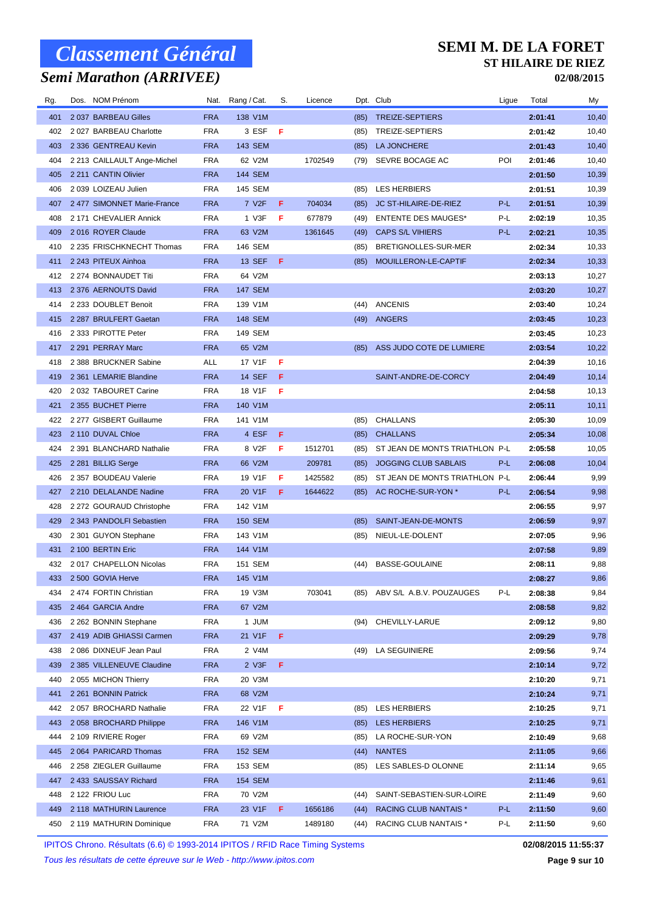# Classement Général

## Semi Marathon (ARRIVEE)

**SEMI M. DE LA FORET**
**ST HILAIRE DE RIEZ**
**02/08/2015**

| Rg. | Dos. | NOM Prénom | Nat. | Rang / Cat. | S. | Licence | Dpt. | Club | Ligue | Total | My |
|---|---|---|---|---|---|---|---|---|---|---|---|
| 401 | 2 037 | BARBEAU Gilles | FRA | 138 V1M | | | (85) | TREIZE-SEPTIERS | | 2:01:41 | 10,40 |
| 402 | 2 027 | BARBEAU Charlotte | FRA | 3 ESF | F | | (85) | TREIZE-SEPTIERS | | 2:01:42 | 10,40 |
| 403 | 2 336 | GENTREAU Kevin | FRA | 143 SEM | | | (85) | LA JONCHERE | | 2:01:43 | 10,40 |
| 404 | 2 213 | CAILLAULT Ange-Michel | FRA | 62 V2M | | 1702549 | (79) | SEVRE BOCAGE AC | POI | 2:01:46 | 10,40 |
| 405 | 2 211 | CANTIN Olivier | FRA | 144 SEM | | | | | | 2:01:50 | 10,39 |
| 406 | 2 039 | LOIZEAU Julien | FRA | 145 SEM | | | (85) | LES HERBIERS | | 2:01:51 | 10,39 |
| 407 | 2 477 | SIMONNET Marie-France | FRA | 7 V2F | F | 704034 | (85) | JC ST-HILAIRE-DE-RIEZ | P-L | 2:01:51 | 10,39 |
| 408 | 2 171 | CHEVALIER Annick | FRA | 1 V3F | F | 677879 | (49) | ENTENTE DES MAUGES* | P-L | 2:02:19 | 10,35 |
| 409 | 2 016 | ROYER Claude | FRA | 63 V2M | | 1361645 | (49) | CAPS S/L VIHIERS | P-L | 2:02:21 | 10,35 |
| 410 | 2 235 | FRISCHKNECHT Thomas | FRA | 146 SEM | | | (85) | BRETIGNOLLES-SUR-MER | | 2:02:34 | 10,33 |
| 411 | 2 243 | PITEUX Ainhoa | FRA | 13 SEF | F | | (85) | MOUILLERON-LE-CAPTIF | | 2:02:34 | 10,33 |
| 412 | 2 274 | BONNAUDET Titi | FRA | 64 V2M | | | | | | 2:03:13 | 10,27 |
| 413 | 2 376 | AERNOUTS David | FRA | 147 SEM | | | | | | 2:03:20 | 10,27 |
| 414 | 2 233 | DOUBLET Benoit | FRA | 139 V1M | | | (44) | ANCENIS | | 2:03:40 | 10,24 |
| 415 | 2 287 | BRULFERT Gaetan | FRA | 148 SEM | | | (49) | ANGERS | | 2:03:45 | 10,23 |
| 416 | 2 333 | PIROTTE Peter | FRA | 149 SEM | | | | | | 2:03:45 | 10,23 |
| 417 | 2 291 | PERRAY Marc | FRA | 65 V2M | | | (85) | ASS JUDO COTE DE LUMIERE | | 2:03:54 | 10,22 |
| 418 | 2 388 | BRUCKNER Sabine | ALL | 17 V1F | F | | | | | 2:04:39 | 10,16 |
| 419 | 2 361 | LEMARIE Blandine | FRA | 14 SEF | F | | | SAINT-ANDRE-DE-CORCY | | 2:04:49 | 10,14 |
| 420 | 2 032 | TABOURET Carine | FRA | 18 V1F | F | | | | | 2:04:58 | 10,13 |
| 421 | 2 355 | BUCHET Pierre | FRA | 140 V1M | | | | | | 2:05:11 | 10,11 |
| 422 | 2 277 | GISBERT Guillaume | FRA | 141 V1M | | | (85) | CHALLANS | | 2:05:30 | 10,09 |
| 423 | 2 110 | DUVAL Chloe | FRA | 4 ESF | F | | (85) | CHALLANS | | 2:05:34 | 10,08 |
| 424 | 2 391 | BLANCHARD Nathalie | FRA | 8 V2F | F | 1512701 | (85) | ST JEAN DE MONTS TRIATHLON | P-L | 2:05:58 | 10,05 |
| 425 | 2 281 | BILLIG Serge | FRA | 66 V2M | | 209781 | (85) | JOGGING CLUB SABLAIS | P-L | 2:06:08 | 10,04 |
| 426 | 2 357 | BOUDEAU Valerie | FRA | 19 V1F | F | 1425582 | (85) | ST JEAN DE MONTS TRIATHLON | P-L | 2:06:44 | 9,99 |
| 427 | 2 210 | DELALANDE Nadine | FRA | 20 V1F | F | 1644622 | (85) | AC ROCHE-SUR-YON * | P-L | 2:06:54 | 9,98 |
| 428 | 2 272 | GOURAUD Christophe | FRA | 142 V1M | | | | | | 2:06:55 | 9,97 |
| 429 | 2 343 | PANDOLFI Sebastien | FRA | 150 SEM | | | (85) | SAINT-JEAN-DE-MONTS | | 2:06:59 | 9,97 |
| 430 | 2 301 | GUYON Stephane | FRA | 143 V1M | | | (85) | NIEUL-LE-DOLENT | | 2:07:05 | 9,96 |
| 431 | 2 100 | BERTIN Eric | FRA | 144 V1M | | | | | | 2:07:58 | 9,89 |
| 432 | 2 017 | CHAPELLON Nicolas | FRA | 151 SEM | | | (44) | BASSE-GOULAINE | | 2:08:11 | 9,88 |
| 433 | 2 500 | GOVIA Herve | FRA | 145 V1M | | | | | | 2:08:27 | 9,86 |
| 434 | 2 474 | FORTIN Christian | FRA | 19 V3M | | 703041 | (85) | ABV S/L A.B.V. POUZAUGES | P-L | 2:08:38 | 9,84 |
| 435 | 2 464 | GARCIA Andre | FRA | 67 V2M | | | | | | 2:08:58 | 9,82 |
| 436 | 2 262 | BONNIN Stephane | FRA | 1 JUM | | | (94) | CHEVILLY-LARUE | | 2:09:12 | 9,80 |
| 437 | 2 419 | ADIB GHIASSI Carmen | FRA | 21 V1F | F | | | | | 2:09:29 | 9,78 |
| 438 | 2 086 | DIXNEUF Jean Paul | FRA | 2 V4M | | | (49) | LA SEGUINIERE | | 2:09:56 | 9,74 |
| 439 | 2 385 | VILLENEUVE Claudine | FRA | 2 V3F | F | | | | | 2:10:14 | 9,72 |
| 440 | 2 055 | MICHON Thierry | FRA | 20 V3M | | | | | | 2:10:20 | 9,71 |
| 441 | 2 261 | BONNIN Patrick | FRA | 68 V2M | | | | | | 2:10:24 | 9,71 |
| 442 | 2 057 | BROCHARD Nathalie | FRA | 22 V1F | F | | (85) | LES HERBIERS | | 2:10:25 | 9,71 |
| 443 | 2 058 | BROCHARD Philippe | FRA | 146 V1M | | | (85) | LES HERBIERS | | 2:10:25 | 9,71 |
| 444 | 2 109 | RIVIERE Roger | FRA | 69 V2M | | | (85) | LA ROCHE-SUR-YON | | 2:10:49 | 9,68 |
| 445 | 2 064 | PARICARD Thomas | FRA | 152 SEM | | | (44) | NANTES | | 2:11:05 | 9,66 |
| 446 | 2 258 | ZIEGLER Guillaume | FRA | 153 SEM | | | (85) | LES SABLES-D OLONNE | | 2:11:14 | 9,65 |
| 447 | 2 433 | SAUSSAY Richard | FRA | 154 SEM | | | | | | 2:11:46 | 9,61 |
| 448 | 2 122 | FRIOU Luc | FRA | 70 V2M | | | (44) | SAINT-SEBASTIEN-SUR-LOIRE | | 2:11:49 | 9,60 |
| 449 | 2 118 | MATHURIN Laurence | FRA | 23 V1F | F | 1656186 | (44) | RACING CLUB NANTAIS * | P-L | 2:11:50 | 9,60 |
| 450 | 2 119 | MATHURIN Dominique | FRA | 71 V2M | | 1489180 | (44) | RACING CLUB NANTAIS * | P-L | 2:11:50 | 9,60 |

IPITOS Chrono. Résultats (6.6) © 1993-2014 IPITOS / RFID Race Timing Systems — 02/08/2015 11:55:37

*Tous les résultats de cette épreuve sur le Web - http://www.ipitos.com*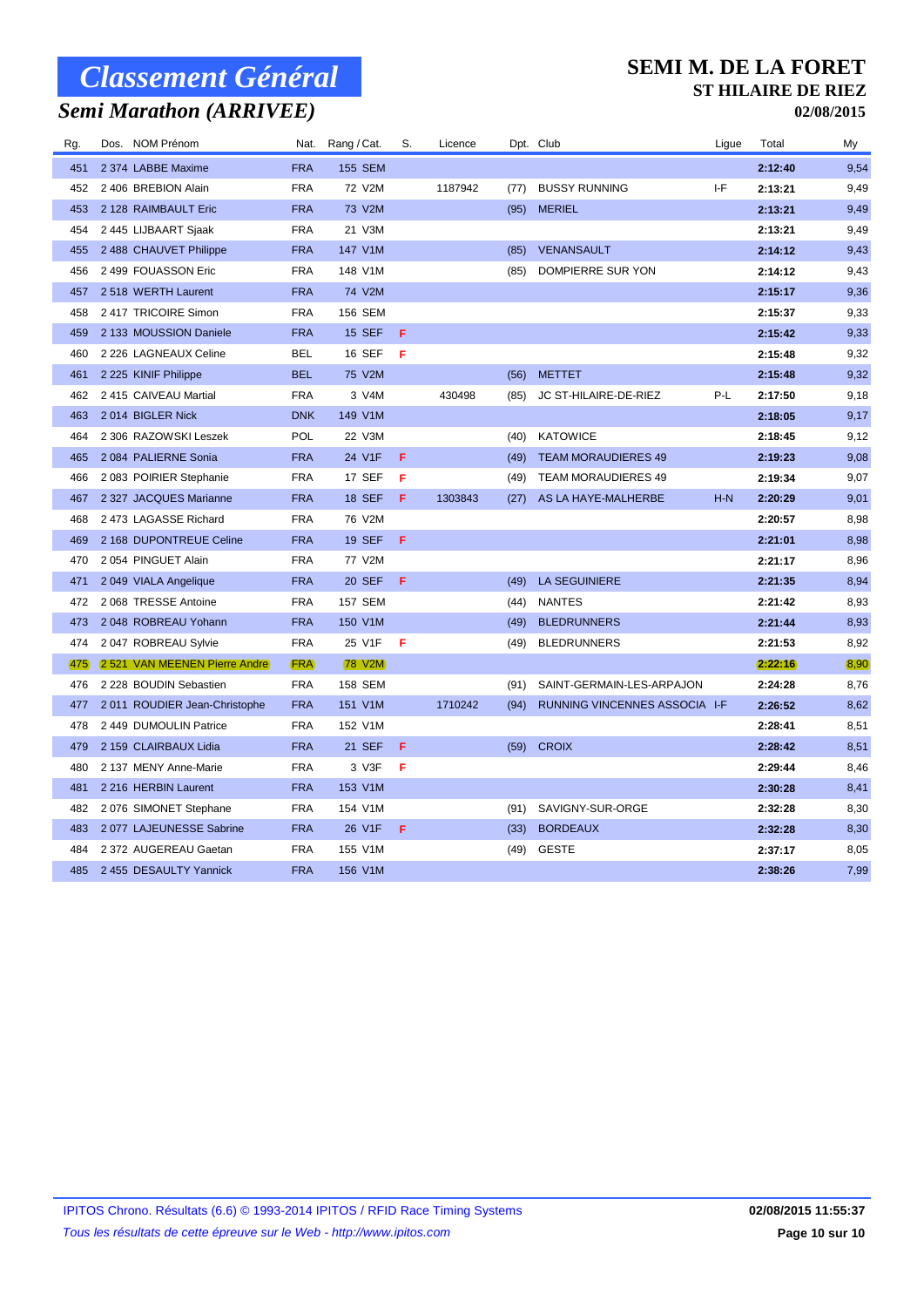# Classement Général

## Semi Marathon (ARRIVEE)

**SEMI M. DE LA FORET**
**ST HILAIRE DE RIEZ**
**02/08/2015**

| Rg. | Dos. | NOM Prénom | Nat. | Rang / Cat. | S. | Licence | Dpt. | Club | Ligue | Total | My |
|---|---|---|---|---|---|---|---|---|---|---|---|
| 451 | 2 374 | LABBE Maxime | FRA | 155 SEM | | | | | | **2:12:40** | 9,54 |
| 452 | 2 406 | BREBION Alain | FRA | 72 V2M | | 1187942 | (77) | BUSSY RUNNING | I-F | **2:13:21** | 9,49 |
| 453 | 2 128 | RAIMBAULT Eric | FRA | 73 V2M | | | (95) | MERIEL | | **2:13:21** | 9,49 |
| 454 | 2 445 | LIJBAART Sjaak | FRA | 21 V3M | | | | | | **2:13:21** | 9,49 |
| 455 | 2 488 | CHAUVET Philippe | FRA | 147 V1M | | | (85) | VENANSAULT | | **2:14:12** | 9,43 |
| 456 | 2 499 | FOUASSON Eric | FRA | 148 V1M | | | (85) | DOMPIERRE SUR YON | | **2:14:12** | 9,43 |
| 457 | 2 518 | WERTH Laurent | FRA | 74 V2M | | | | | | **2:15:17** | 9,36 |
| 458 | 2 417 | TRICOIRE Simon | FRA | 156 SEM | | | | | | **2:15:37** | 9,33 |
| 459 | 2 133 | MOUSSION Daniele | FRA | 15 SEF | F | | | | | **2:15:42** | 9,33 |
| 460 | 2 226 | LAGNEAUX Celine | BEL | 16 SEF | F | | | | | **2:15:48** | 9,32 |
| 461 | 2 225 | KINIF Philippe | BEL | 75 V2M | | | (56) | METTET | | **2:15:48** | 9,32 |
| 462 | 2 415 | CAIVEAU Martial | FRA | 3 V4M | | 430498 | (85) | JC ST-HILAIRE-DE-RIEZ | P-L | **2:17:50** | 9,18 |
| 463 | 2 014 | BIGLER Nick | DNK | 149 V1M | | | | | | **2:18:05** | 9,17 |
| 464 | 2 306 | RAZOWSKI Leszek | POL | 22 V3M | | | (40) | KATOWICE | | **2:18:45** | 9,12 |
| 465 | 2 084 | PALIERNE Sonia | FRA | 24 V1F | F | | (49) | TEAM MORAUDIERES 49 | | **2:19:23** | 9,08 |
| 466 | 2 083 | POIRIER Stephanie | FRA | 17 SEF | F | | (49) | TEAM MORAUDIERES 49 | | **2:19:34** | 9,07 |
| 467 | 2 327 | JACQUES Marianne | FRA | 18 SEF | F | 1303843 | (27) | AS LA HAYE-MALHERBE | H-N | **2:20:29** | 9,01 |
| 468 | 2 473 | LAGASSE Richard | FRA | 76 V2M | | | | | | **2:20:57** | 8,98 |
| 469 | 2 168 | DUPONTREUE Celine | FRA | 19 SEF | F | | | | | **2:21:01** | 8,98 |
| 470 | 2 054 | PINGUET Alain | FRA | 77 V2M | | | | | | **2:21:17** | 8,96 |
| 471 | 2 049 | VIALA Angelique | FRA | 20 SEF | F | | (49) | LA SEGUINIERE | | **2:21:35** | 8,94 |
| 472 | 2 068 | TRESSE Antoine | FRA | 157 SEM | | | (44) | NANTES | | **2:21:42** | 8,93 |
| 473 | 2 048 | ROBREAU Yohann | FRA | 150 V1M | | | (49) | BLEDRUNNERS | | **2:21:44** | 8,93 |
| 474 | 2 047 | ROBREAU Sylvie | FRA | 25 V1F | F | | (49) | BLEDRUNNERS | | **2:21:53** | 8,92 |
| 475 | 2 521 | VAN MEENEN Pierre Andre | FRA | 78 V2M | | | | | | **2:22:16** | 8,90 |
| 476 | 2 228 | BOUDIN Sebastien | FRA | 158 SEM | | | (91) | SAINT-GERMAIN-LES-ARPAJON | | **2:24:28** | 8,76 |
| 477 | 2 011 | ROUDIER Jean-Christophe | FRA | 151 V1M | | 1710242 | (94) | RUNNING VINCENNES ASSOCIA | I-F | **2:26:52** | 8,62 |
| 478 | 2 449 | DUMOULIN Patrice | FRA | 152 V1M | | | | | | **2:28:41** | 8,51 |
| 479 | 2 159 | CLAIRBAUX Lidia | FRA | 21 SEF | F | | (59) | CROIX | | **2:28:42** | 8,51 |
| 480 | 2 137 | MENY Anne-Marie | FRA | 3 V3F | F | | | | | **2:29:44** | 8,46 |
| 481 | 2 216 | HERBIN Laurent | FRA | 153 V1M | | | | | | **2:30:28** | 8,41 |
| 482 | 2 076 | SIMONET Stephane | FRA | 154 V1M | | | (91) | SAVIGNY-SUR-ORGE | | **2:32:28** | 8,30 |
| 483 | 2 077 | LAJEUNESSE Sabrine | FRA | 26 V1F | F | | (33) | BORDEAUX | | **2:32:28** | 8,30 |
| 484 | 2 372 | AUGEREAU Gaetan | FRA | 155 V1M | | | (49) | GESTE | | **2:37:17** | 8,05 |
| 485 | 2 455 | DESAULTY Yannick | FRA | 156 V1M | | | | | | **2:38:26** | 7,99 |

IPITOS Chrono. Résultats (6.6) © 1993-2014 IPITOS / RFID Race Timing Systems

*Tous les résultats de cette épreuve sur le Web - http://www.ipitos.com*

**02/08/2015 11:55:37**